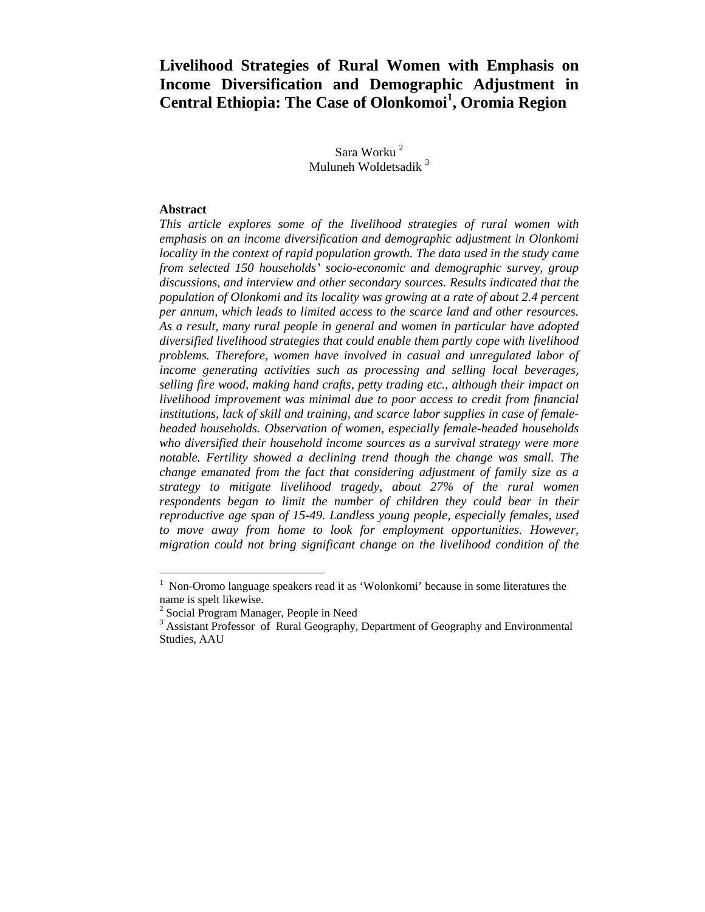# Livelihood Strategies of Rural Women with Emphasis on Income Diversification and Demographic Adjustment in Central Ethiopia: The Case of Olonkomoi[1], Oromia Region

Sara Worku [2]
Muluneh Woldetsadik [3]

**Abstract**

*This article explores some of the livelihood strategies of rural women with emphasis on an income diversification and demographic adjustment in Olonkomi locality in the context of rapid population growth. The data used in the study came from selected 150 households' socio-economic and demographic survey, group discussions, and interview and other secondary sources. Results indicated that the population of Olonkomi and its locality was growing at a rate of about 2.4 percent per annum, which leads to limited access to the scarce land and other resources. As a result, many rural people in general and women in particular have adopted diversified livelihood strategies that could enable them partly cope with livelihood problems. Therefore, women have involved in casual and unregulated labor of income generating activities such as processing and selling local beverages, selling fire wood, making hand crafts, petty trading etc., although their impact on livelihood improvement was minimal due to poor access to credit from financial institutions, lack of skill and training, and scarce labor supplies in case of female-headed households. Observation of women, especially female-headed households who diversified their household income sources as a survival strategy were more notable. Fertility showed a declining trend though the change was small. The change emanated from the fact that considering adjustment of family size as a strategy to mitigate livelihood tragedy, about 27% of the rural women respondents began to limit the number of children they could bear in their reproductive age span of 15-49. Landless young people, especially females, used to move away from home to look for employment opportunities. However, migration could not bring significant change on the livelihood condition of the*

---

[1] Non-Oromo language speakers read it as 'Wolonkomi' because in some literatures the name is spelt likewise.

[2] Social Program Manager, People in Need

[3] Assistant Professor of Rural Geography, Department of Geography and Environmental Studies, AAU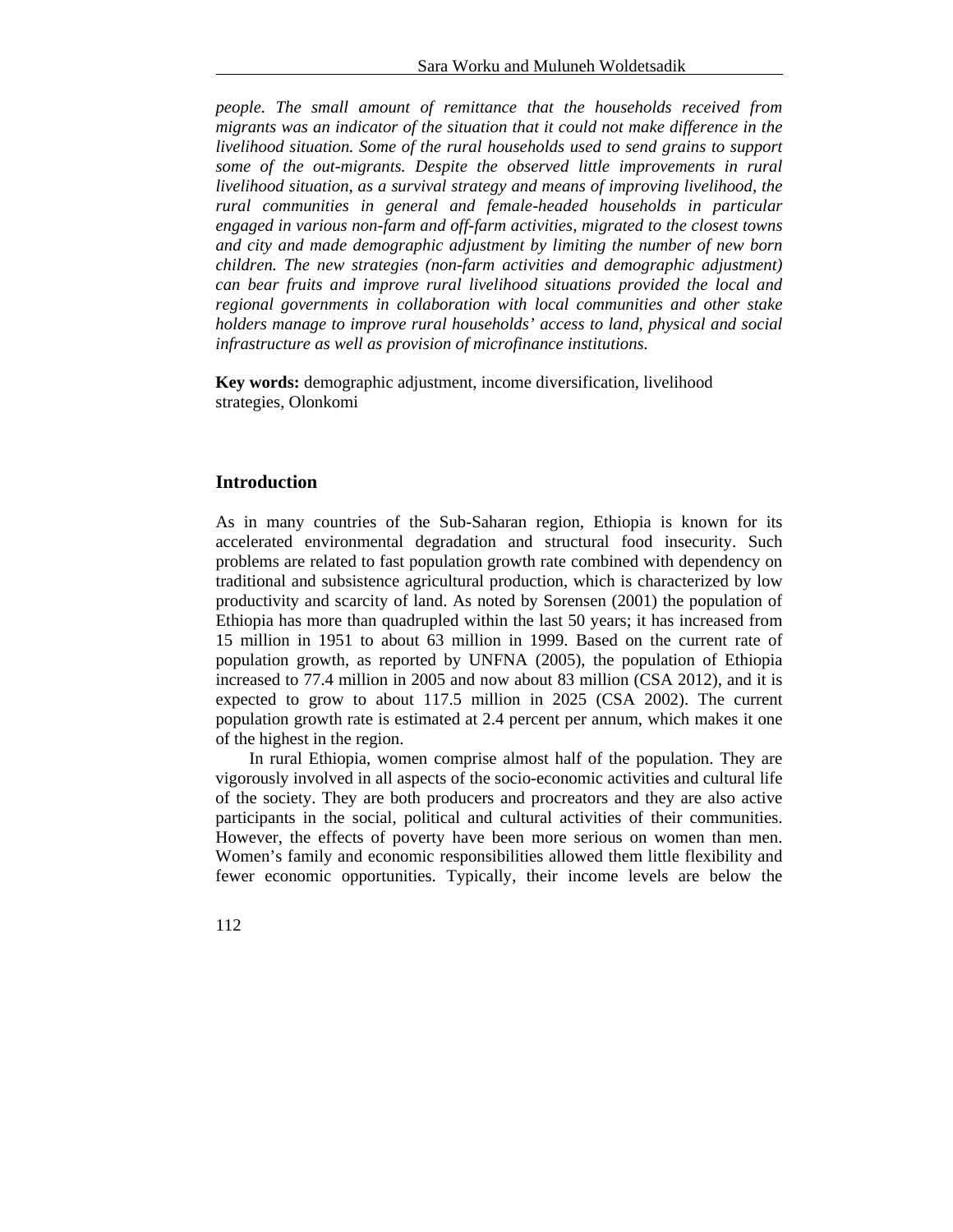*people. The small amount of remittance that the households received from migrants was an indicator of the situation that it could not make difference in the livelihood situation. Some of the rural households used to send grains to support some of the out-migrants. Despite the observed little improvements in rural livelihood situation, as a survival strategy and means of improving livelihood, the rural communities in general and female-headed households in particular engaged in various non-farm and off-farm activities, migrated to the closest towns and city and made demographic adjustment by limiting the number of new born children. The new strategies (non-farm activities and demographic adjustment) can bear fruits and improve rural livelihood situations provided the local and regional governments in collaboration with local communities and other stake holders manage to improve rural households' access to land, physical and social infrastructure as well as provision of microfinance institutions.*

**Key words:** demographic adjustment, income diversification, livelihood strategies, Olonkomi

## Introduction

As in many countries of the Sub-Saharan region, Ethiopia is known for its accelerated environmental degradation and structural food insecurity. Such problems are related to fast population growth rate combined with dependency on traditional and subsistence agricultural production, which is characterized by low productivity and scarcity of land. As noted by Sorensen (2001) the population of Ethiopia has more than quadrupled within the last 50 years; it has increased from 15 million in 1951 to about 63 million in 1999. Based on the current rate of population growth, as reported by UNFNA (2005), the population of Ethiopia increased to 77.4 million in 2005 and now about 83 million (CSA 2012), and it is expected to grow to about 117.5 million in 2025 (CSA 2002). The current population growth rate is estimated at 2.4 percent per annum, which makes it one of the highest in the region.

In rural Ethiopia, women comprise almost half of the population. They are vigorously involved in all aspects of the socio-economic activities and cultural life of the society. They are both producers and procreators and they are also active participants in the social, political and cultural activities of their communities. However, the effects of poverty have been more serious on women than men. Women's family and economic responsibilities allowed them little flexibility and fewer economic opportunities. Typically, their income levels are below the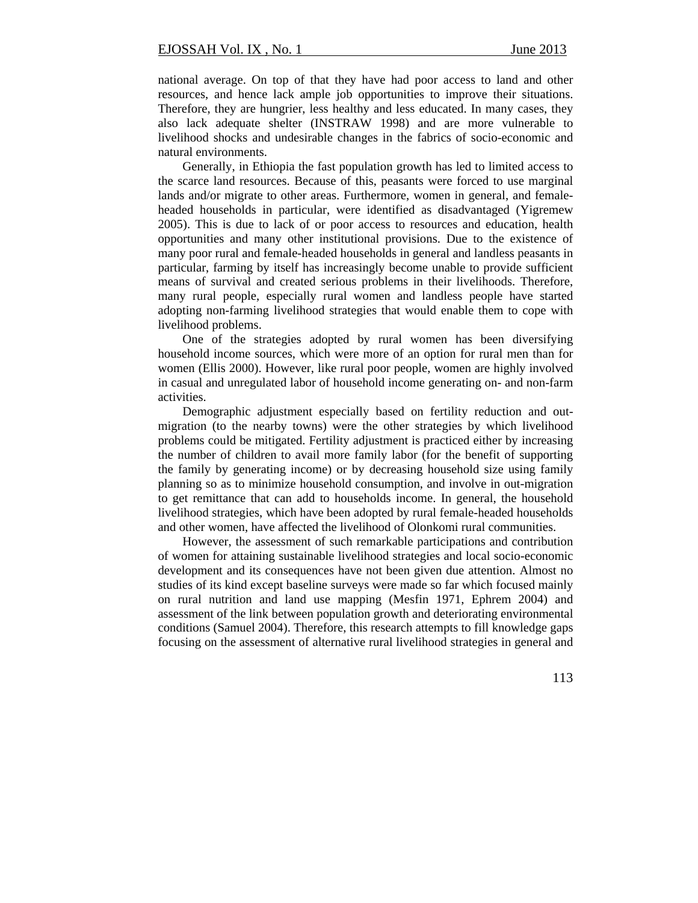national average. On top of that they have had poor access to land and other resources, and hence lack ample job opportunities to improve their situations. Therefore, they are hungrier, less healthy and less educated. In many cases, they also lack adequate shelter (INSTRAW 1998) and are more vulnerable to livelihood shocks and undesirable changes in the fabrics of socio-economic and natural environments.

Generally, in Ethiopia the fast population growth has led to limited access to the scarce land resources. Because of this, peasants were forced to use marginal lands and/or migrate to other areas. Furthermore, women in general, and female-headed households in particular, were identified as disadvantaged (Yigremew 2005). This is due to lack of or poor access to resources and education, health opportunities and many other institutional provisions. Due to the existence of many poor rural and female-headed households in general and landless peasants in particular, farming by itself has increasingly become unable to provide sufficient means of survival and created serious problems in their livelihoods. Therefore, many rural people, especially rural women and landless people have started adopting non-farming livelihood strategies that would enable them to cope with livelihood problems.

One of the strategies adopted by rural women has been diversifying household income sources, which were more of an option for rural men than for women (Ellis 2000). However, like rural poor people, women are highly involved in casual and unregulated labor of household income generating on- and non-farm activities.

Demographic adjustment especially based on fertility reduction and out-migration (to the nearby towns) were the other strategies by which livelihood problems could be mitigated. Fertility adjustment is practiced either by increasing the number of children to avail more family labor (for the benefit of supporting the family by generating income) or by decreasing household size using family planning so as to minimize household consumption, and involve in out-migration to get remittance that can add to households income. In general, the household livelihood strategies, which have been adopted by rural female-headed households and other women, have affected the livelihood of Olonkomi rural communities.

However, the assessment of such remarkable participations and contribution of women for attaining sustainable livelihood strategies and local socio-economic development and its consequences have not been given due attention. Almost no studies of its kind except baseline surveys were made so far which focused mainly on rural nutrition and land use mapping (Mesfin 1971, Ephrem 2004) and assessment of the link between population growth and deteriorating environmental conditions (Samuel 2004). Therefore, this research attempts to fill knowledge gaps focusing on the assessment of alternative rural livelihood strategies in general and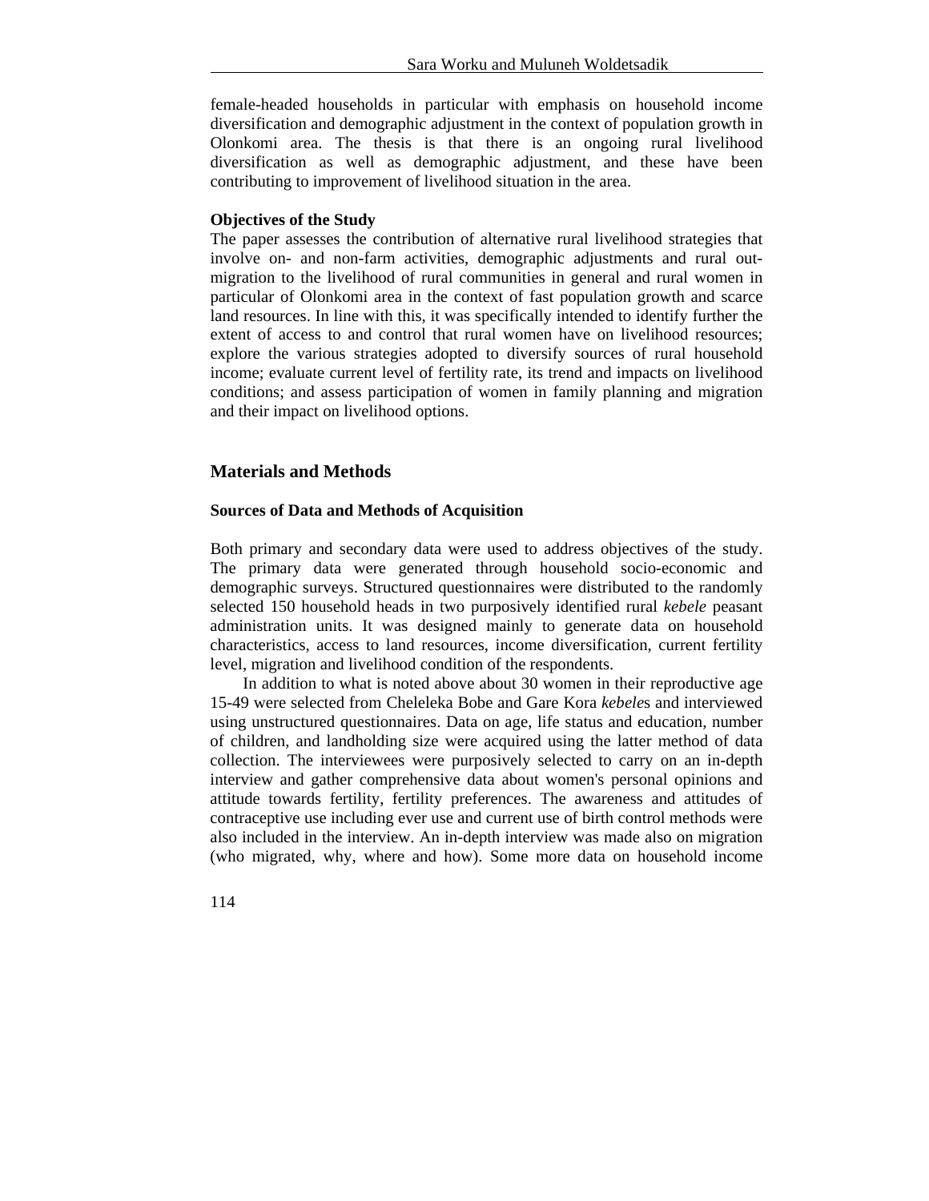female-headed households in particular with emphasis on household income diversification and demographic adjustment in the context of population growth in Olonkomi area. The thesis is that there is an ongoing rural livelihood diversification as well as demographic adjustment, and these have been contributing to improvement of livelihood situation in the area.

**Objectives of the Study**

The paper assesses the contribution of alternative rural livelihood strategies that involve on- and non-farm activities, demographic adjustments and rural out-migration to the livelihood of rural communities in general and rural women in particular of Olonkomi area in the context of fast population growth and scarce land resources. In line with this, it was specifically intended to identify further the extent of access to and control that rural women have on livelihood resources; explore the various strategies adopted to diversify sources of rural household income; evaluate current level of fertility rate, its trend and impacts on livelihood conditions; and assess participation of women in family planning and migration and their impact on livelihood options.

## Materials and Methods

### Sources of Data and Methods of Acquisition

Both primary and secondary data were used to address objectives of the study. The primary data were generated through household socio-economic and demographic surveys. Structured questionnaires were distributed to the randomly selected 150 household heads in two purposively identified rural *kebele* peasant administration units. It was designed mainly to generate data on household characteristics, access to land resources, income diversification, current fertility level, migration and livelihood condition of the respondents.

In addition to what is noted above about 30 women in their reproductive age 15-49 were selected from Cheleleka Bobe and Gare Kora *kebele*s and interviewed using unstructured questionnaires. Data on age, life status and education, number of children, and landholding size were acquired using the latter method of data collection. The interviewees were purposively selected to carry on an in-depth interview and gather comprehensive data about women's personal opinions and attitude towards fertility, fertility preferences. The awareness and attitudes of contraceptive use including ever use and current use of birth control methods were also included in the interview. An in-depth interview was made also on migration (who migrated, why, where and how). Some more data on household income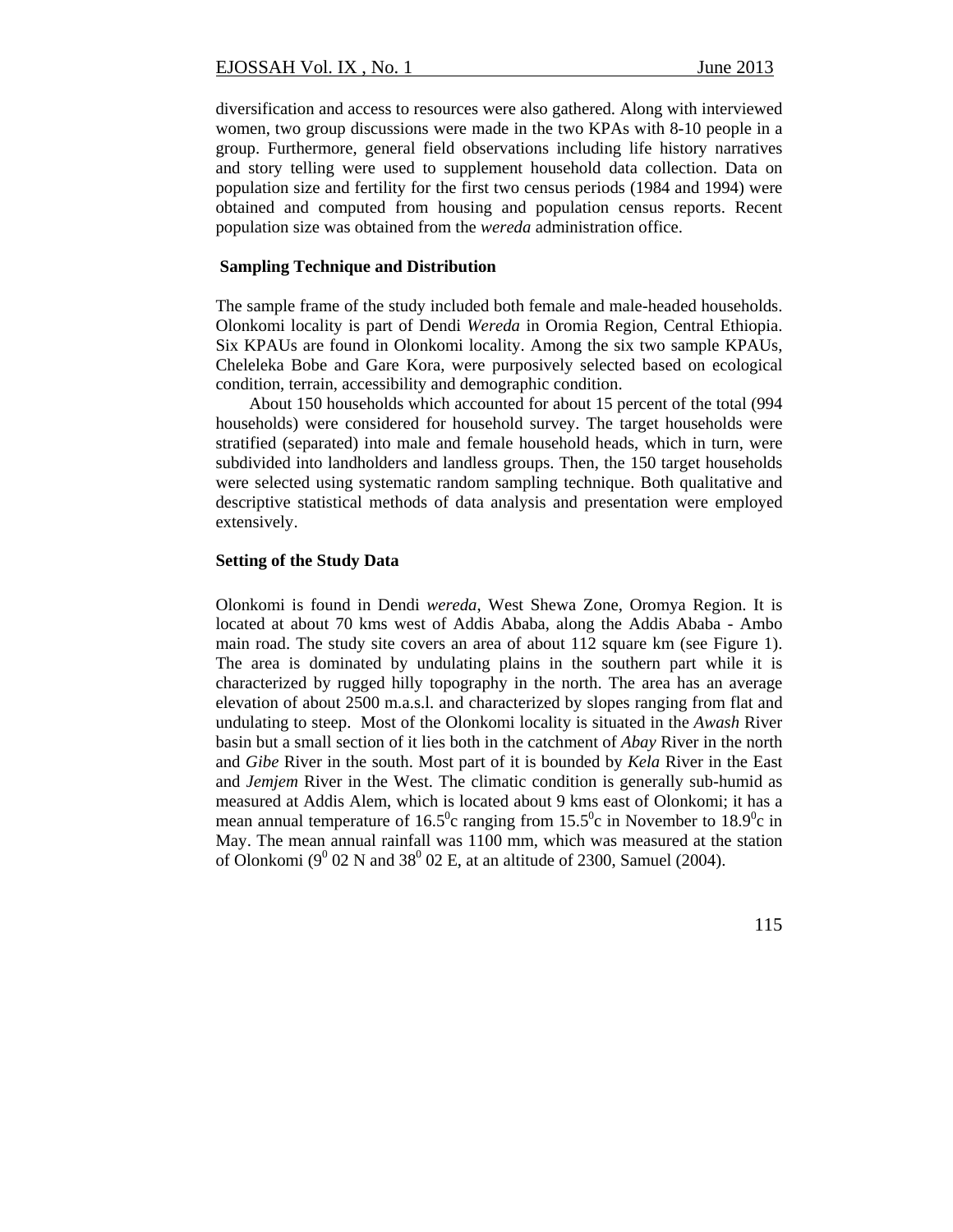diversification and access to resources were also gathered. Along with interviewed women, two group discussions were made in the two KPAs with 8-10 people in a group. Furthermore, general field observations including life history narratives and story telling were used to supplement household data collection. Data on population size and fertility for the first two census periods (1984 and 1994) were obtained and computed from housing and population census reports. Recent population size was obtained from the *wereda* administration office.

### Sampling Technique and Distribution

The sample frame of the study included both female and male-headed households. Olonkomi locality is part of Dendi *Wereda* in Oromia Region, Central Ethiopia. Six KPAUs are found in Olonkomi locality. Among the six two sample KPAUs, Cheleleka Bobe and Gare Kora, were purposively selected based on ecological condition, terrain, accessibility and demographic condition.

About 150 households which accounted for about 15 percent of the total (994 households) were considered for household survey. The target households were stratified (separated) into male and female household heads, which in turn, were subdivided into landholders and landless groups. Then, the 150 target households were selected using systematic random sampling technique. Both qualitative and descriptive statistical methods of data analysis and presentation were employed extensively.

### Setting of the Study Data

Olonkomi is found in Dendi *wereda*, West Shewa Zone, Oromya Region. It is located at about 70 kms west of Addis Ababa, along the Addis Ababa - Ambo main road. The study site covers an area of about 112 square km (see Figure 1). The area is dominated by undulating plains in the southern part while it is characterized by rugged hilly topography in the north. The area has an average elevation of about 2500 m.a.s.l. and characterized by slopes ranging from flat and undulating to steep. Most of the Olonkomi locality is situated in the *Awash* River basin but a small section of it lies both in the catchment of *Abay* River in the north and *Gibe* River in the south. Most part of it is bounded by *Kela* River in the East and *Jemjem* River in the West. The climatic condition is generally sub-humid as measured at Addis Alem, which is located about 9 kms east of Olonkomi; it has a mean annual temperature of $16.5^0$c ranging from $15.5^0$c in November to $18.9^0$c in May. The mean annual rainfall was 1100 mm, which was measured at the station of Olonkomi ($9^0$ 02 N and $38^0$ 02 E, at an altitude of 2300, Samuel (2004).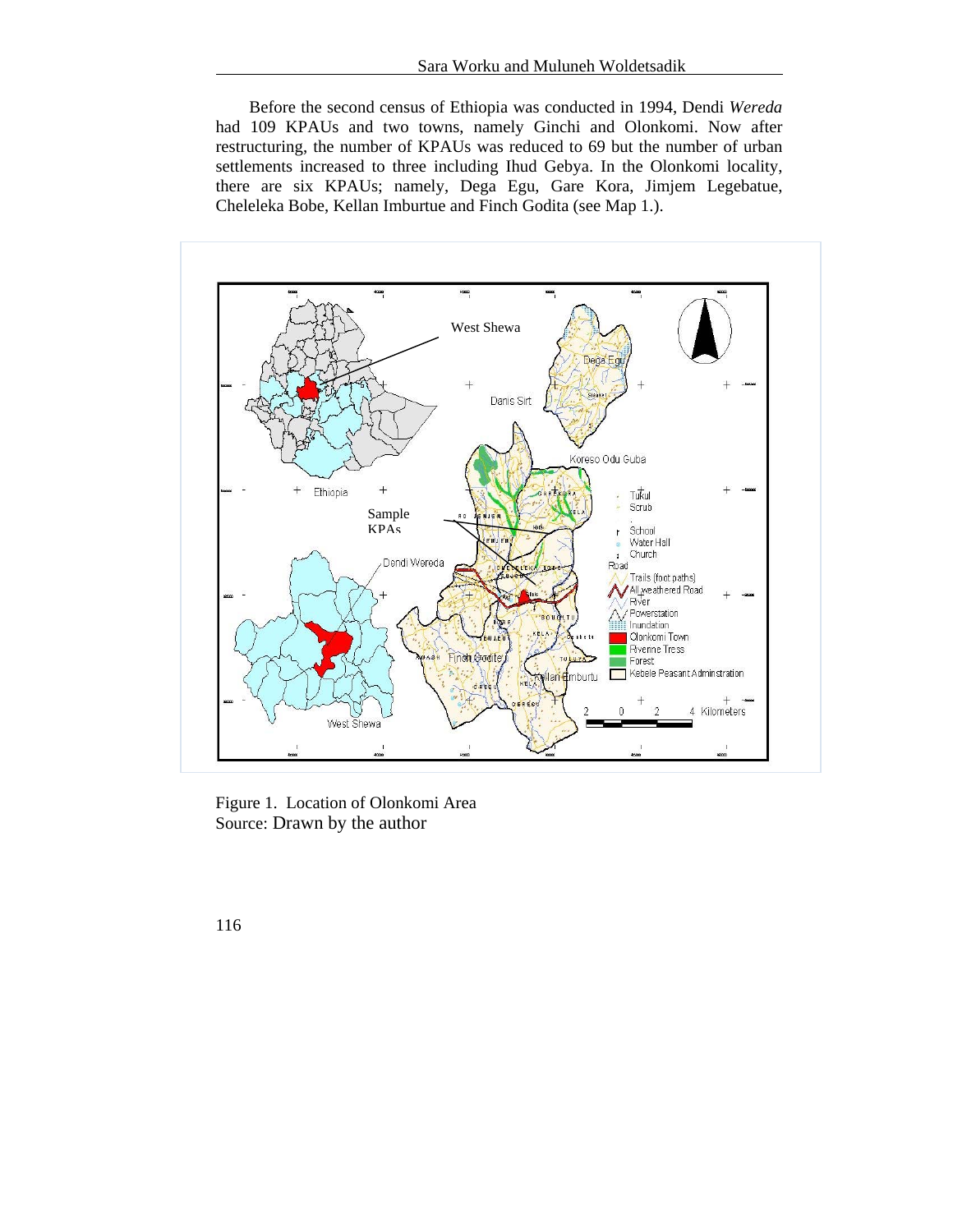Before the second census of Ethiopia was conducted in 1994, Dendi *Wereda* had 109 KPAUs and two towns, namely Ginchi and Olonkomi. Now after restructuring, the number of KPAUs was reduced to 69 but the number of urban settlements increased to three including Ihud Gebya. In the Olonkomi locality, there are six KPAUs; namely, Dega Egu, Gare Kora, Jimjem Legebatue, Cheleleka Bobe, Kellan Imburtue and Finch Godita (see Map 1.).

Figure 1. Location of Olonkomi Area
Source: Drawn by the author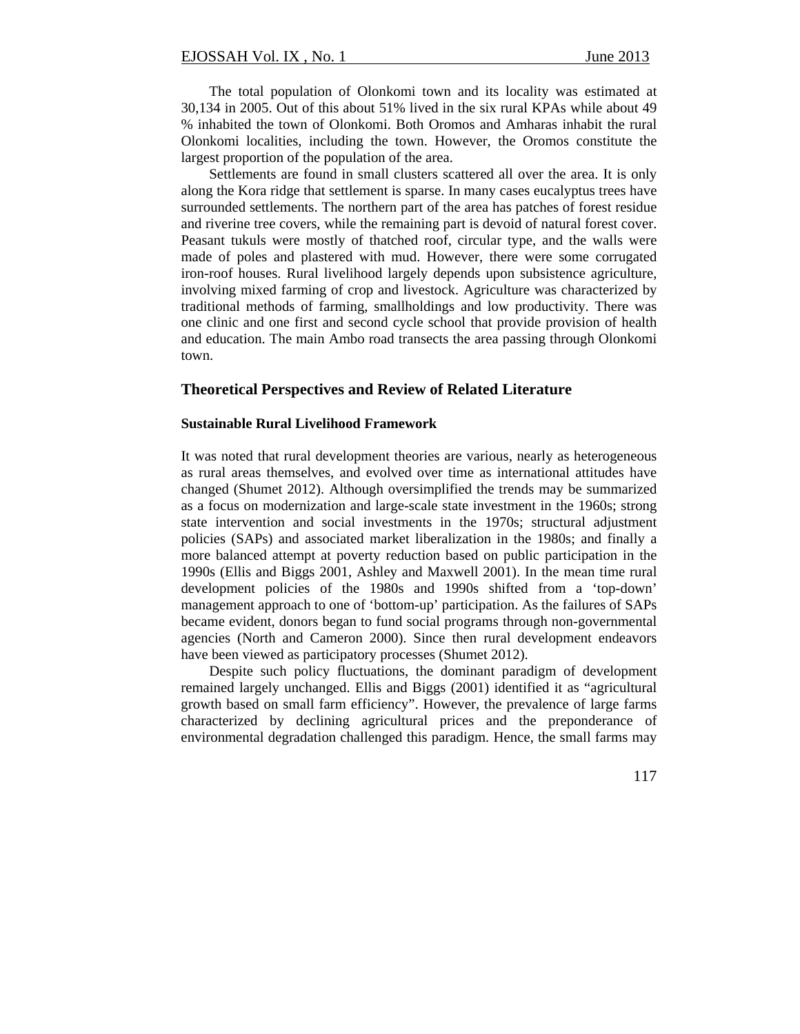The total population of Olonkomi town and its locality was estimated at 30,134 in 2005. Out of this about 51% lived in the six rural KPAs while about 49 % inhabited the town of Olonkomi. Both Oromos and Amharas inhabit the rural Olonkomi localities, including the town. However, the Oromos constitute the largest proportion of the population of the area.

Settlements are found in small clusters scattered all over the area. It is only along the Kora ridge that settlement is sparse. In many cases eucalyptus trees have surrounded settlements. The northern part of the area has patches of forest residue and riverine tree covers, while the remaining part is devoid of natural forest cover. Peasant tukuls were mostly of thatched roof, circular type, and the walls were made of poles and plastered with mud. However, there were some corrugated iron-roof houses. Rural livelihood largely depends upon subsistence agriculture, involving mixed farming of crop and livestock. Agriculture was characterized by traditional methods of farming, smallholdings and low productivity. There was one clinic and one first and second cycle school that provide provision of health and education. The main Ambo road transects the area passing through Olonkomi town.

## Theoretical Perspectives and Review of Related Literature

### Sustainable Rural Livelihood Framework

It was noted that rural development theories are various, nearly as heterogeneous as rural areas themselves, and evolved over time as international attitudes have changed (Shumet 2012). Although oversimplified the trends may be summarized as a focus on modernization and large-scale state investment in the 1960s; strong state intervention and social investments in the 1970s; structural adjustment policies (SAPs) and associated market liberalization in the 1980s; and finally a more balanced attempt at poverty reduction based on public participation in the 1990s (Ellis and Biggs 2001, Ashley and Maxwell 2001). In the mean time rural development policies of the 1980s and 1990s shifted from a 'top-down' management approach to one of 'bottom-up' participation. As the failures of SAPs became evident, donors began to fund social programs through non-governmental agencies (North and Cameron 2000). Since then rural development endeavors have been viewed as participatory processes (Shumet 2012).

Despite such policy fluctuations, the dominant paradigm of development remained largely unchanged. Ellis and Biggs (2001) identified it as "agricultural growth based on small farm efficiency". However, the prevalence of large farms characterized by declining agricultural prices and the preponderance of environmental degradation challenged this paradigm. Hence, the small farms may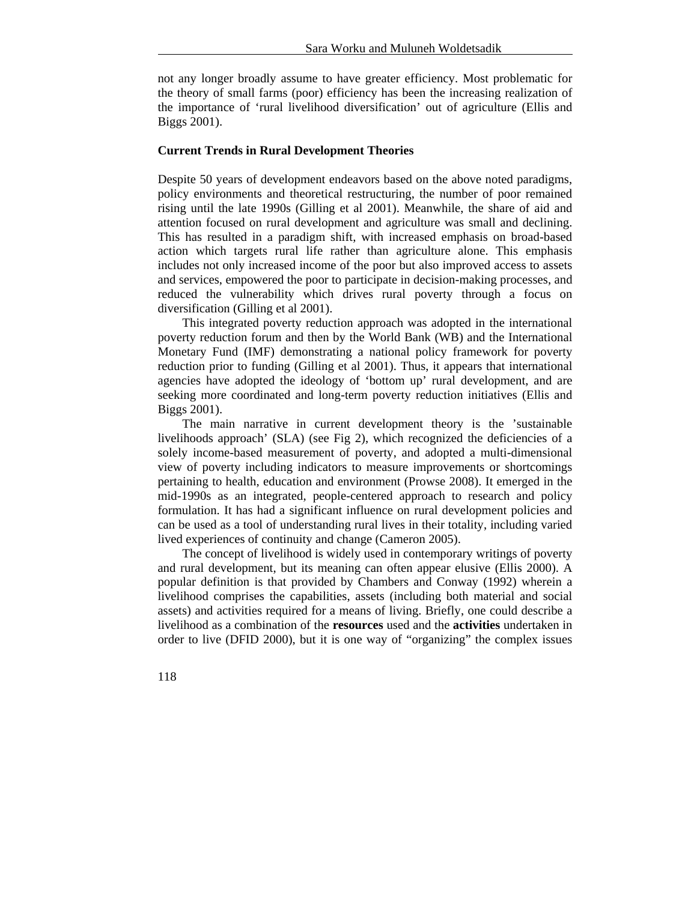not any longer broadly assume to have greater efficiency. Most problematic for the theory of small farms (poor) efficiency has been the increasing realization of the importance of 'rural livelihood diversification' out of agriculture (Ellis and Biggs 2001).

### Current Trends in Rural Development Theories

Despite 50 years of development endeavors based on the above noted paradigms, policy environments and theoretical restructuring, the number of poor remained rising until the late 1990s (Gilling et al 2001). Meanwhile, the share of aid and attention focused on rural development and agriculture was small and declining. This has resulted in a paradigm shift, with increased emphasis on broad-based action which targets rural life rather than agriculture alone. This emphasis includes not only increased income of the poor but also improved access to assets and services, empowered the poor to participate in decision-making processes, and reduced the vulnerability which drives rural poverty through a focus on diversification (Gilling et al 2001).

This integrated poverty reduction approach was adopted in the international poverty reduction forum and then by the World Bank (WB) and the International Monetary Fund (IMF) demonstrating a national policy framework for poverty reduction prior to funding (Gilling et al 2001). Thus, it appears that international agencies have adopted the ideology of 'bottom up' rural development, and are seeking more coordinated and long-term poverty reduction initiatives (Ellis and Biggs 2001).

The main narrative in current development theory is the 'sustainable livelihoods approach' (SLA) (see Fig 2), which recognized the deficiencies of a solely income-based measurement of poverty, and adopted a multi-dimensional view of poverty including indicators to measure improvements or shortcomings pertaining to health, education and environment (Prowse 2008). It emerged in the mid-1990s as an integrated, people-centered approach to research and policy formulation. It has had a significant influence on rural development policies and can be used as a tool of understanding rural lives in their totality, including varied lived experiences of continuity and change (Cameron 2005).

The concept of livelihood is widely used in contemporary writings of poverty and rural development, but its meaning can often appear elusive (Ellis 2000). A popular definition is that provided by Chambers and Conway (1992) wherein a livelihood comprises the capabilities, assets (including both material and social assets) and activities required for a means of living. Briefly, one could describe a livelihood as a combination of the **resources** used and the **activities** undertaken in order to live (DFID 2000), but it is one way of "organizing" the complex issues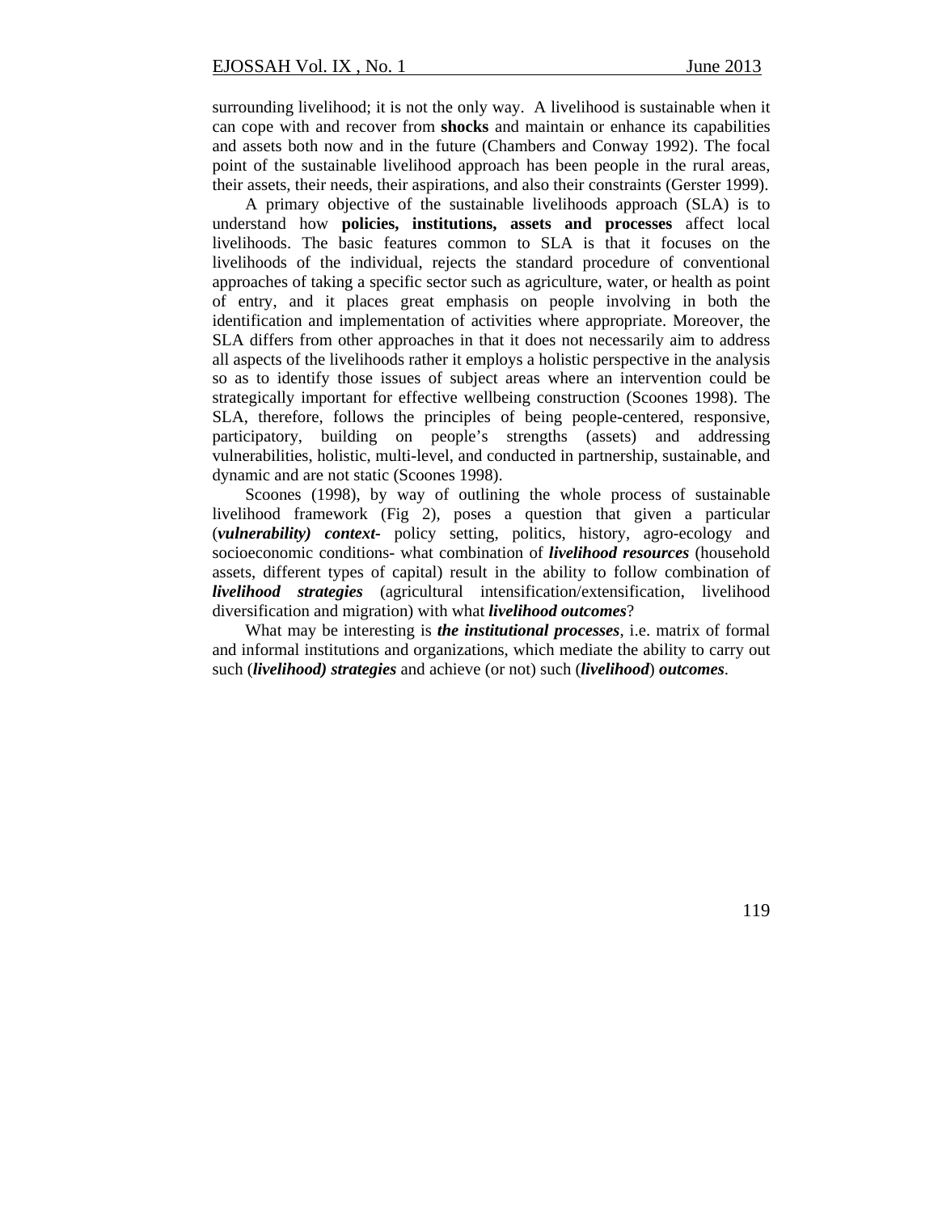surrounding livelihood; it is not the only way. A livelihood is sustainable when it can cope with and recover from **shocks** and maintain or enhance its capabilities and assets both now and in the future (Chambers and Conway 1992). The focal point of the sustainable livelihood approach has been people in the rural areas, their assets, their needs, their aspirations, and also their constraints (Gerster 1999).

A primary objective of the sustainable livelihoods approach (SLA) is to understand how **policies, institutions, assets and processes** affect local livelihoods. The basic features common to SLA is that it focuses on the livelihoods of the individual, rejects the standard procedure of conventional approaches of taking a specific sector such as agriculture, water, or health as point of entry, and it places great emphasis on people involving in both the identification and implementation of activities where appropriate. Moreover, the SLA differs from other approaches in that it does not necessarily aim to address all aspects of the livelihoods rather it employs a holistic perspective in the analysis so as to identify those issues of subject areas where an intervention could be strategically important for effective wellbeing construction (Scoones 1998). The SLA, therefore, follows the principles of being people-centered, responsive, participatory, building on people's strengths (assets) and addressing vulnerabilities, holistic, multi-level, and conducted in partnership, sustainable, and dynamic and are not static (Scoones 1998).

Scoones (1998), by way of outlining the whole process of sustainable livelihood framework (Fig 2), poses a question that given a particular (***vulnerability) context-*** policy setting, politics, history, agro-ecology and socioeconomic conditions- what combination of ***livelihood resources*** (household assets, different types of capital) result in the ability to follow combination of ***livelihood strategies*** (agricultural intensification/extensification, livelihood diversification and migration) with what ***livelihood outcomes***?

What may be interesting is ***the institutional processes***, i.e. matrix of formal and informal institutions and organizations, which mediate the ability to carry out such (***livelihood) strategies*** and achieve (or not) such (***livelihood***) ***outcomes***.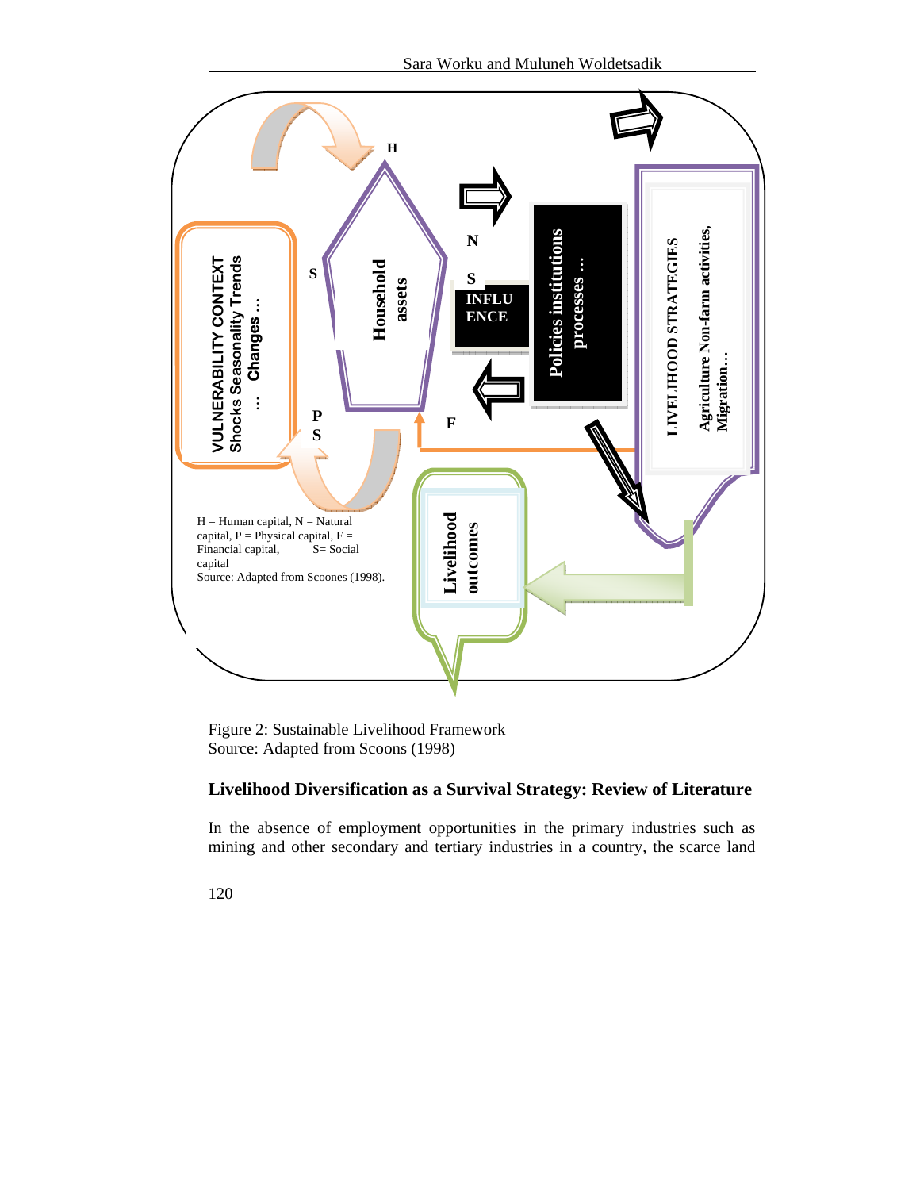VULNERABILITY CONTEXT Shocks Seasonality Trends … Changes …

H

S

N

S

P

S

F

Household assets

INFLUENCE

Policies institutions processes …

LIVELIHOOD STRATEGIES

Agriculture Non-farm activities, Migration…

Livelihood outcomes

H = Human capital, N = Natural capital, P = Physical capital, F = Financial capital, S= Social capital
Source: Adapted from Scoones (1998).

Figure 2: Sustainable Livelihood Framework
Source: Adapted from Scoons (1998)

## Livelihood Diversification as a Survival Strategy: Review of Literature

In the absence of employment opportunities in the primary industries such as mining and other secondary and tertiary industries in a country, the scarce land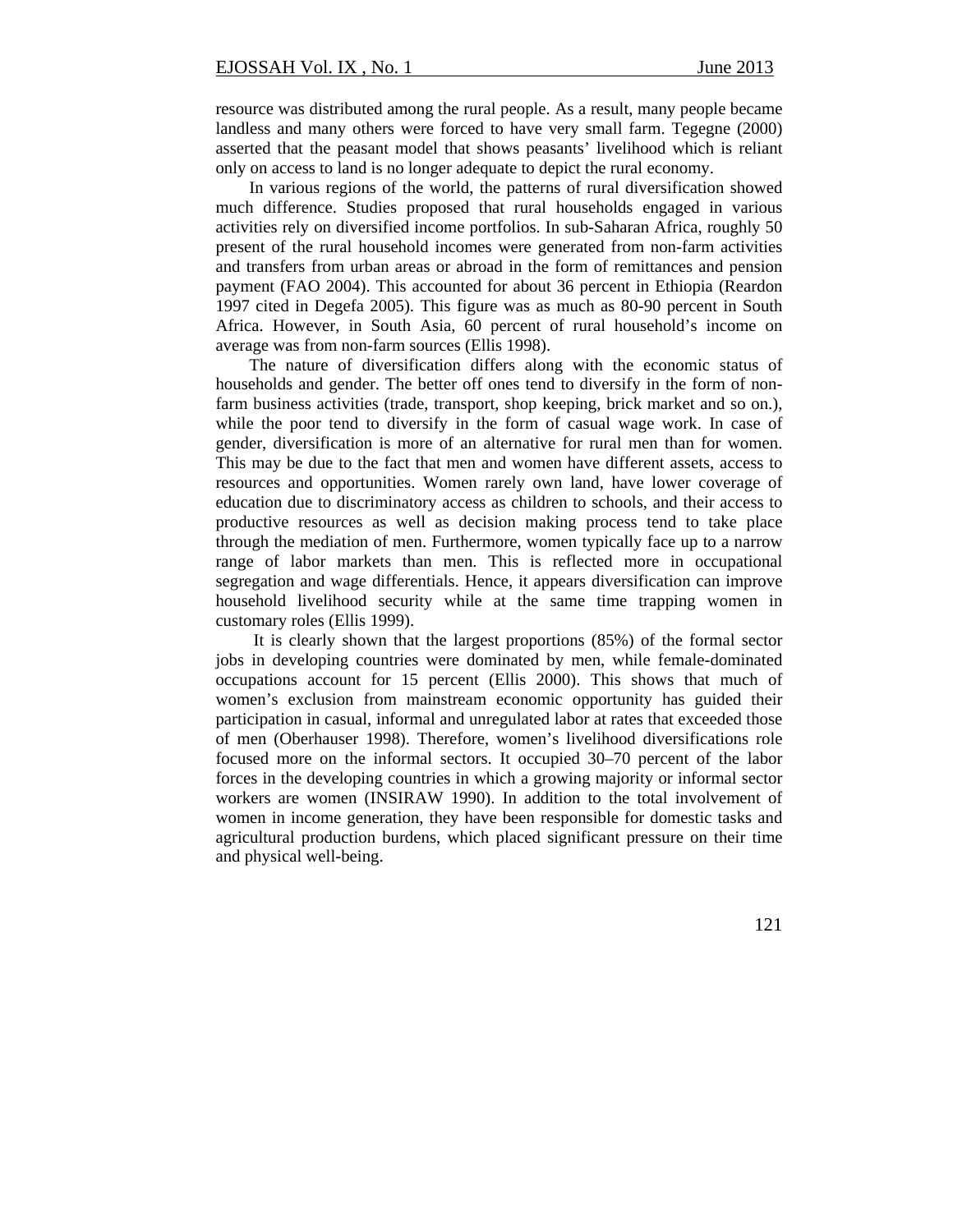resource was distributed among the rural people. As a result, many people became landless and many others were forced to have very small farm. Tegegne (2000) asserted that the peasant model that shows peasants' livelihood which is reliant only on access to land is no longer adequate to depict the rural economy.

In various regions of the world, the patterns of rural diversification showed much difference. Studies proposed that rural households engaged in various activities rely on diversified income portfolios. In sub-Saharan Africa, roughly 50 present of the rural household incomes were generated from non-farm activities and transfers from urban areas or abroad in the form of remittances and pension payment (FAO 2004). This accounted for about 36 percent in Ethiopia (Reardon 1997 cited in Degefa 2005). This figure was as much as 80-90 percent in South Africa. However, in South Asia, 60 percent of rural household's income on average was from non-farm sources (Ellis 1998).

The nature of diversification differs along with the economic status of households and gender. The better off ones tend to diversify in the form of non-farm business activities (trade, transport, shop keeping, brick market and so on.), while the poor tend to diversify in the form of casual wage work. In case of gender, diversification is more of an alternative for rural men than for women. This may be due to the fact that men and women have different assets, access to resources and opportunities. Women rarely own land, have lower coverage of education due to discriminatory access as children to schools, and their access to productive resources as well as decision making process tend to take place through the mediation of men. Furthermore, women typically face up to a narrow range of labor markets than men. This is reflected more in occupational segregation and wage differentials. Hence, it appears diversification can improve household livelihood security while at the same time trapping women in customary roles (Ellis 1999).

It is clearly shown that the largest proportions (85%) of the formal sector jobs in developing countries were dominated by men, while female-dominated occupations account for 15 percent (Ellis 2000). This shows that much of women's exclusion from mainstream economic opportunity has guided their participation in casual, informal and unregulated labor at rates that exceeded those of men (Oberhauser 1998). Therefore, women's livelihood diversifications role focused more on the informal sectors. It occupied 30–70 percent of the labor forces in the developing countries in which a growing majority or informal sector workers are women (INSIRAW 1990). In addition to the total involvement of women in income generation, they have been responsible for domestic tasks and agricultural production burdens, which placed significant pressure on their time and physical well-being.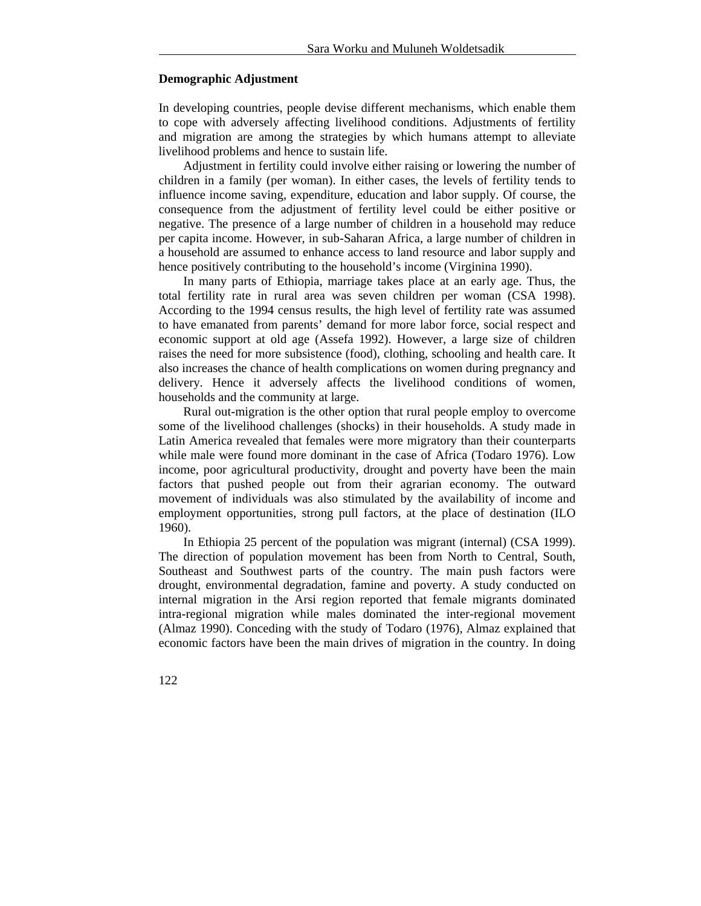**Demographic Adjustment**

In developing countries, people devise different mechanisms, which enable them to cope with adversely affecting livelihood conditions. Adjustments of fertility and migration are among the strategies by which humans attempt to alleviate livelihood problems and hence to sustain life.

Adjustment in fertility could involve either raising or lowering the number of children in a family (per woman). In either cases, the levels of fertility tends to influence income saving, expenditure, education and labor supply. Of course, the consequence from the adjustment of fertility level could be either positive or negative. The presence of a large number of children in a household may reduce per capita income. However, in sub-Saharan Africa, a large number of children in a household are assumed to enhance access to land resource and labor supply and hence positively contributing to the household's income (Virginina 1990).

In many parts of Ethiopia, marriage takes place at an early age. Thus, the total fertility rate in rural area was seven children per woman (CSA 1998). According to the 1994 census results, the high level of fertility rate was assumed to have emanated from parents' demand for more labor force, social respect and economic support at old age (Assefa 1992). However, a large size of children raises the need for more subsistence (food), clothing, schooling and health care. It also increases the chance of health complications on women during pregnancy and delivery. Hence it adversely affects the livelihood conditions of women, households and the community at large.

Rural out-migration is the other option that rural people employ to overcome some of the livelihood challenges (shocks) in their households. A study made in Latin America revealed that females were more migratory than their counterparts while male were found more dominant in the case of Africa (Todaro 1976). Low income, poor agricultural productivity, drought and poverty have been the main factors that pushed people out from their agrarian economy. The outward movement of individuals was also stimulated by the availability of income and employment opportunities, strong pull factors, at the place of destination (ILO 1960).

In Ethiopia 25 percent of the population was migrant (internal) (CSA 1999). The direction of population movement has been from North to Central, South, Southeast and Southwest parts of the country. The main push factors were drought, environmental degradation, famine and poverty. A study conducted on internal migration in the Arsi region reported that female migrants dominated intra-regional migration while males dominated the inter-regional movement (Almaz 1990). Conceding with the study of Todaro (1976), Almaz explained that economic factors have been the main drives of migration in the country. In doing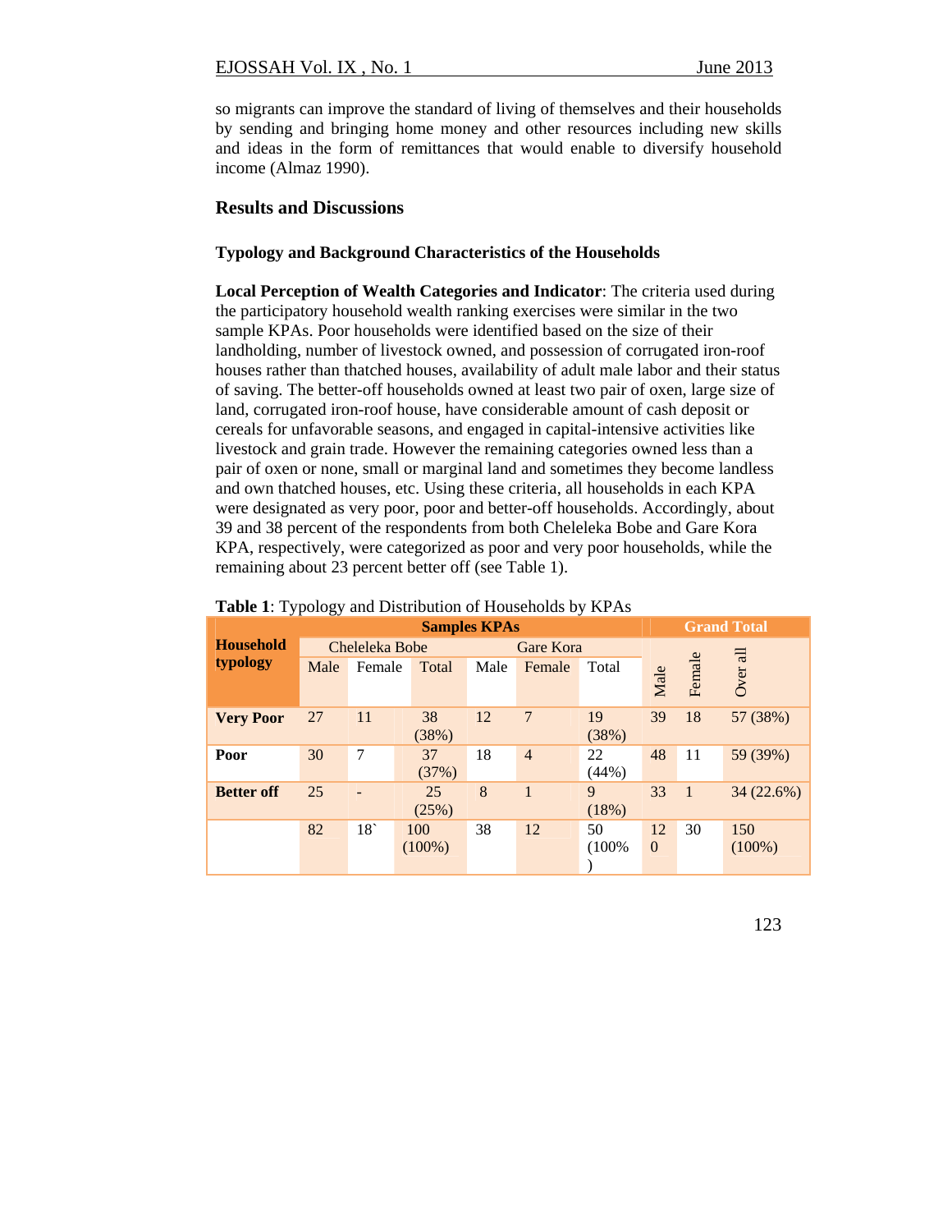so migrants can improve the standard of living of themselves and their households by sending and bringing home money and other resources including new skills and ideas in the form of remittances that would enable to diversify household income (Almaz 1990).

## Results and Discussions

### Typology and Background Characteristics of the Households

**Local Perception of Wealth Categories and Indicator**: The criteria used during the participatory household wealth ranking exercises were similar in the two sample KPAs. Poor households were identified based on the size of their landholding, number of livestock owned, and possession of corrugated iron-roof houses rather than thatched houses, availability of adult male labor and their status of saving. The better-off households owned at least two pair of oxen, large size of land, corrugated iron-roof house, have considerable amount of cash deposit or cereals for unfavorable seasons, and engaged in capital-intensive activities like livestock and grain trade. However the remaining categories owned less than a pair of oxen or none, small or marginal land and sometimes they become landless and own thatched houses, etc. Using these criteria, all households in each KPA were designated as very poor, poor and better-off households. Accordingly, about 39 and 38 percent of the respondents from both Cheleleka Bobe and Gare Kora KPA, respectively, were categorized as poor and very poor households, while the remaining about 23 percent better off (see Table 1).

**Table 1**: Typology and Distribution of Households by KPAs

| Household typology | Samples KPAs | | | | | | Grand Total | | |
|---|---|---|---|---|---|---|---|---|---|
| | Cheleleka Bobe | | | Gare Kora | | | | | |
| | Male | Female | Total | Male | Female | Total | Male | Female | Over all |
| **Very Poor** | 27 | 11 | 38 (38%) | 12 | 7 | 19 (38%) | 39 | 18 | 57 (38%) |
| **Poor** | 30 | 7 | 37 (37%) | 18 | 4 | 22 (44%) | 48 | 11 | 59 (39%) |
| **Better off** | 25 | - | 25 (25%) | 8 | 1 | 9 (18%) | 33 | 1 | 34 (22.6%) |
| | 82 | 18` | 100 (100%) | 38 | 12 | 50 (100%) | 120 | 30 | 150 (100%) |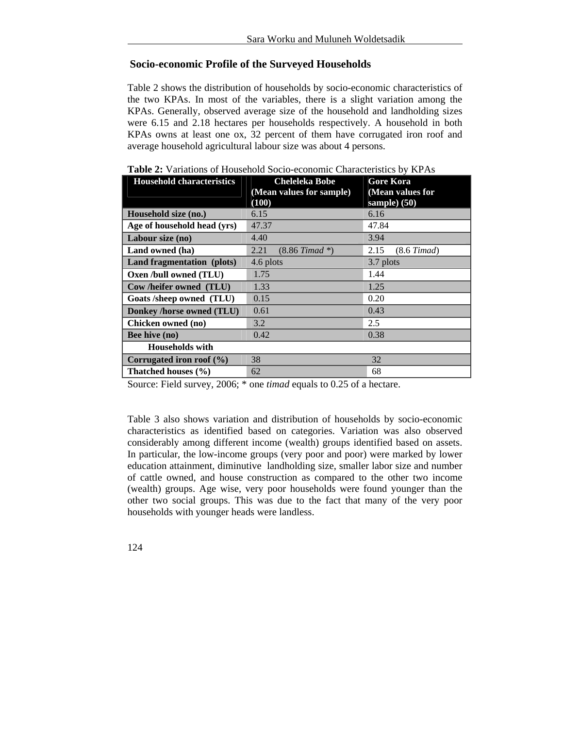## Socio-economic Profile of the Surveyed Households

Table 2 shows the distribution of households by socio-economic characteristics of the two KPAs. In most of the variables, there is a slight variation among the KPAs. Generally, observed average size of the household and landholding sizes were 6.15 and 2.18 hectares per households respectively. A household in both KPAs owns at least one ox, 32 percent of them have corrugated iron roof and average household agricultural labour size was about 4 persons.

**Table 2:** Variations of Household Socio-economic Characteristics by KPAs

| Household characteristics | Cheleleka Bobe (Mean values for sample) (100) | Gore Kora (Mean values for sample) (50) |
|---|---|---|
| **Household size (no.)** | 6.15 | 6.16 |
| **Age of household head (yrs)** | 47.37 | 47.84 |
| **Labour size (no)** | 4.40 | 3.94 |
| **Land owned (ha)** | 2.21 (8.86 *Timad* *) | 2.15 (8.6 *Timad*) |
| **Land fragmentation (plots)** | 4.6 plots | 3.7 plots |
| **Oxen /bull owned (TLU)** | 1.75 | 1.44 |
| **Cow /heifer owned (TLU)** | 1.33 | 1.25 |
| **Goats /sheep owned (TLU)** | 0.15 | 0.20 |
| **Donkey /horse owned (TLU)** | 0.61 | 0.43 |
| **Chicken owned (no)** | 3.2 | 2.5 |
| **Bee hive (no)** | 0.42 | 0.38 |
| **Households with** | | |
| **Corrugated iron roof (%)** | 38 | 32 |
| **Thatched houses (%)** | 62 | 68 |

Source: Field survey, 2006; * one *timad* equals to 0.25 of a hectare.

Table 3 also shows variation and distribution of households by socio-economic characteristics as identified based on categories. Variation was also observed considerably among different income (wealth) groups identified based on assets. In particular, the low-income groups (very poor and poor) were marked by lower education attainment, diminutive landholding size, smaller labor size and number of cattle owned, and house construction as compared to the other two income (wealth) groups. Age wise, very poor households were found younger than the other two social groups. This was due to the fact that many of the very poor households with younger heads were landless.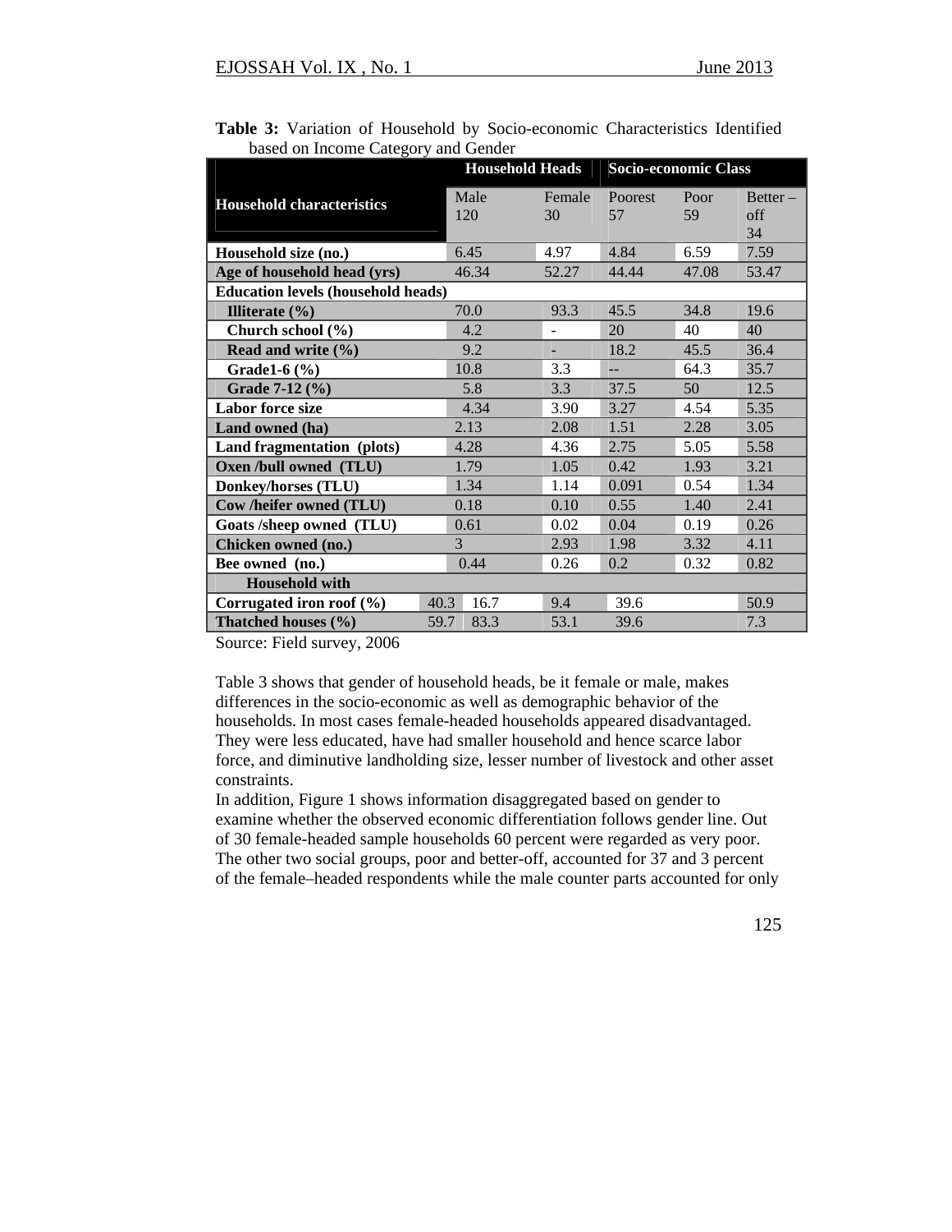**Table 3:** Variation of Household by Socio-economic Characteristics Identified based on Income Category and Gender

| Household characteristics | Household Heads | | Socio-economic Class | | |
|---|---|---|---|---|---|
| | Male 120 | Female 30 | Poorest 57 | Poor 59 | Better – off 34 |
| **Household size (no.)** | 6.45 | 4.97 | 4.84 | 6.59 | 7.59 |
| **Age of household head (yrs)** | 46.34 | 52.27 | 44.44 | 47.08 | 53.47 |
| **Education levels (household heads)** | | | | | |
| **Illiterate (%)** | 70.0 | 93.3 | 45.5 | 34.8 | 19.6 |
| **Church school (%)** | 4.2 | - | 20 | 40 | 40 |
| **Read and write (%)** | 9.2 | - | 18.2 | 45.5 | 36.4 |
| **Grade1-6 (%)** | 10.8 | 3.3 | -- | 64.3 | 35.7 |
| **Grade 7-12 (%)** | 5.8 | 3.3 | 37.5 | 50 | 12.5 |
| **Labor force size** | 4.34 | 3.90 | 3.27 | 4.54 | 5.35 |
| **Land owned (ha)** | 2.13 | 2.08 | 1.51 | 2.28 | 3.05 |
| **Land fragmentation (plots)** | 4.28 | 4.36 | 2.75 | 5.05 | 5.58 |
| **Oxen /bull owned (TLU)** | 1.79 | 1.05 | 0.42 | 1.93 | 3.21 |
| **Donkey/horses (TLU)** | 1.34 | 1.14 | 0.091 | 0.54 | 1.34 |
| **Cow /heifer owned (TLU)** | 0.18 | 0.10 | 0.55 | 1.40 | 2.41 |
| **Goats /sheep owned (TLU)** | 0.61 | 0.02 | 0.04 | 0.19 | 0.26 |
| **Chicken owned (no.)** | 3 | 2.93 | 1.98 | 3.32 | 4.11 |
| **Bee owned (no.)** | 0.44 | 0.26 | 0.2 | 0.32 | 0.82 |
| **Household with** | | | | | |
| **Corrugated iron roof (%)** | 40.3 16.7 | 9.4 | 39.6 | | 50.9 |
| **Thatched houses (%)** | 59.7 83.3 | 53.1 | 39.6 | | 7.3 |

Source: Field survey, 2006

Table 3 shows that gender of household heads, be it female or male, makes differences in the socio-economic as well as demographic behavior of the households. In most cases female-headed households appeared disadvantaged. They were less educated, have had smaller household and hence scarce labor force, and diminutive landholding size, lesser number of livestock and other asset constraints.

In addition, Figure 1 shows information disaggregated based on gender to examine whether the observed economic differentiation follows gender line. Out of 30 female-headed sample households 60 percent were regarded as very poor. The other two social groups, poor and better-off, accounted for 37 and 3 percent of the female–headed respondents while the male counter parts accounted for only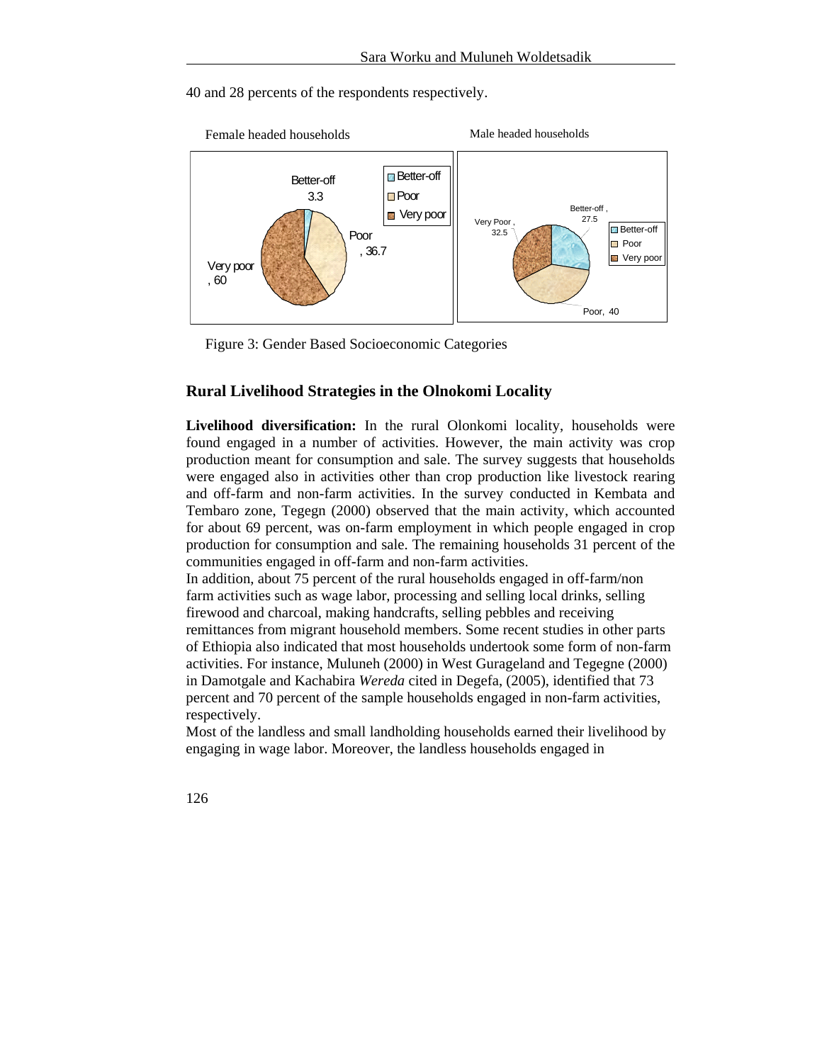40 and 28 percents of the respondents respectively.

Figure 3: Gender Based Socioeconomic Categories

## Rural Livelihood Strategies in the Olnokomi Locality

**Livelihood diversification:** In the rural Olonkomi locality, households were found engaged in a number of activities. However, the main activity was crop production meant for consumption and sale. The survey suggests that households were engaged also in activities other than crop production like livestock rearing and off-farm and non-farm activities. In the survey conducted in Kembata and Tembaro zone, Tegegn (2000) observed that the main activity, which accounted for about 69 percent, was on-farm employment in which people engaged in crop production for consumption and sale. The remaining households 31 percent of the communities engaged in off-farm and non-farm activities.

In addition, about 75 percent of the rural households engaged in off-farm/non farm activities such as wage labor, processing and selling local drinks, selling firewood and charcoal, making handcrafts, selling pebbles and receiving remittances from migrant household members. Some recent studies in other parts of Ethiopia also indicated that most households undertook some form of non-farm activities. For instance, Muluneh (2000) in West Gurageland and Tegegne (2000) in Damotgale and Kachabira *Wereda* cited in Degefa, (2005), identified that 73 percent and 70 percent of the sample households engaged in non-farm activities, respectively.

Most of the landless and small landholding households earned their livelihood by engaging in wage labor. Moreover, the landless households engaged in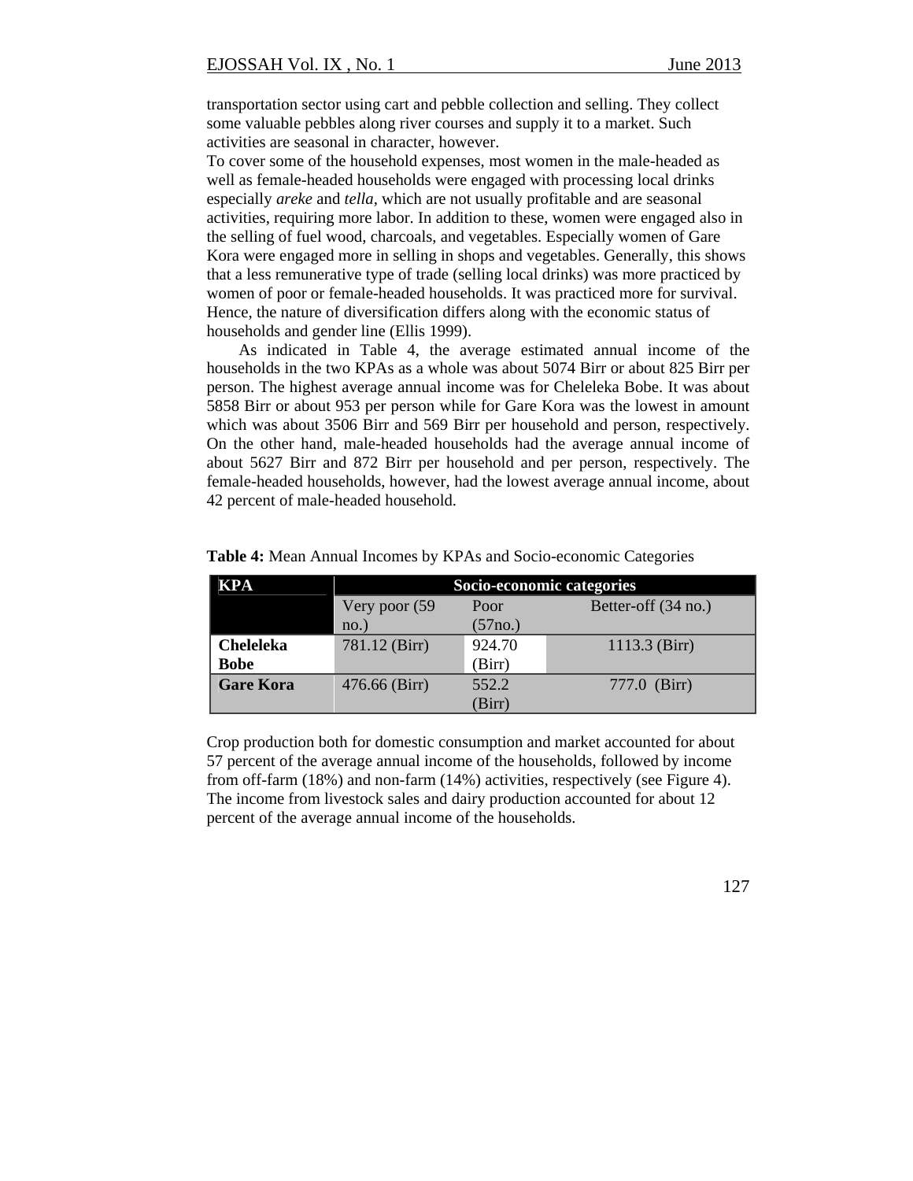transportation sector using cart and pebble collection and selling. They collect some valuable pebbles along river courses and supply it to a market. Such activities are seasonal in character, however.

To cover some of the household expenses, most women in the male-headed as well as female-headed households were engaged with processing local drinks especially *areke* and *tella*, which are not usually profitable and are seasonal activities, requiring more labor. In addition to these, women were engaged also in the selling of fuel wood, charcoals, and vegetables. Especially women of Gare Kora were engaged more in selling in shops and vegetables. Generally, this shows that a less remunerative type of trade (selling local drinks) was more practiced by women of poor or female-headed households. It was practiced more for survival. Hence, the nature of diversification differs along with the economic status of households and gender line (Ellis 1999).

As indicated in Table 4, the average estimated annual income of the households in the two KPAs as a whole was about 5074 Birr or about 825 Birr per person. The highest average annual income was for Cheleleka Bobe. It was about 5858 Birr or about 953 per person while for Gare Kora was the lowest in amount which was about 3506 Birr and 569 Birr per household and person, respectively. On the other hand, male-headed households had the average annual income of about 5627 Birr and 872 Birr per household and per person, respectively. The female-headed households, however, had the lowest average annual income, about 42 percent of male-headed household.

**Table 4:** Mean Annual Incomes by KPAs and Socio-economic Categories

| KPA | Socio-economic categories | | |
|---|---|---|---|
| | Very poor (59 no.) | Poor (57no.) | Better-off (34 no.) |
| **Cheleleka Bobe** | 781.12 (Birr) | 924.70 (Birr) | 1113.3 (Birr) |
| **Gare Kora** | 476.66 (Birr) | 552.2 (Birr) | 777.0 (Birr) |

Crop production both for domestic consumption and market accounted for about 57 percent of the average annual income of the households, followed by income from off-farm (18%) and non-farm (14%) activities, respectively (see Figure 4). The income from livestock sales and dairy production accounted for about 12 percent of the average annual income of the households.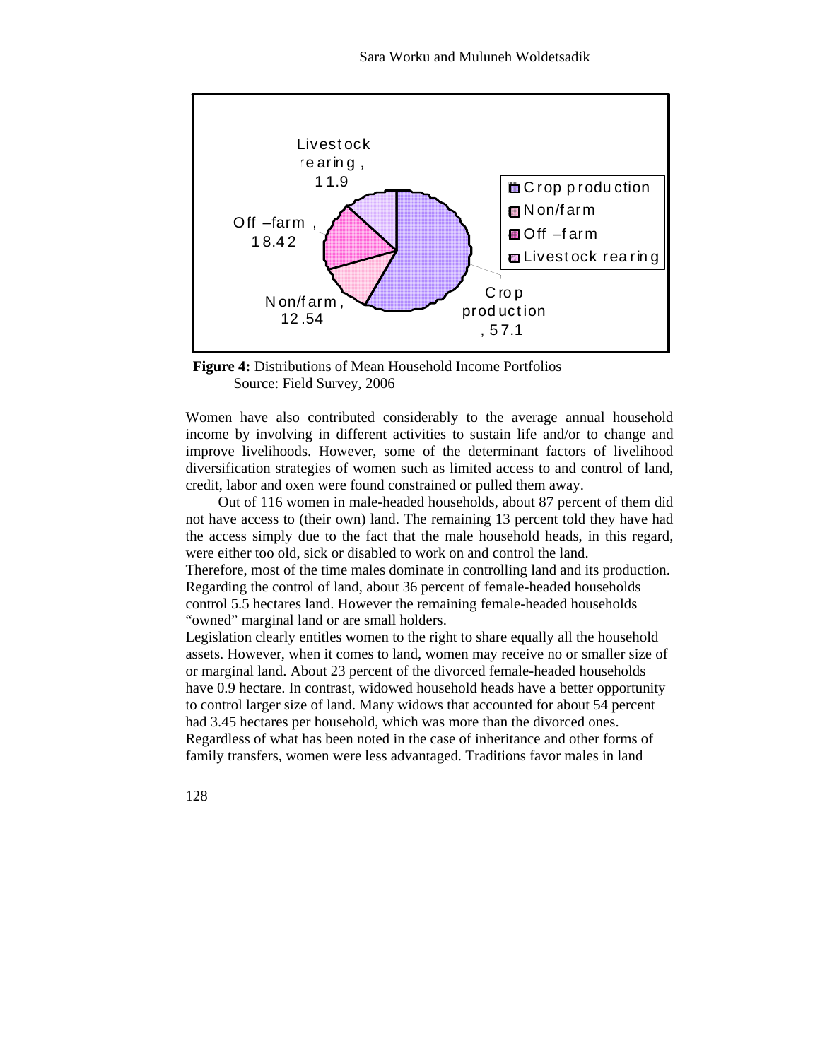Livestock rearing, 11.9

Off –farm, 18.42

Non/farm, 12.54

Crop production, 57.1

Crop production
Non/farm
Off –farm
Livestock rearing

**Figure 4:** Distributions of Mean Household Income Portfolios
Source: Field Survey, 2006

Women have also contributed considerably to the average annual household income by involving in different activities to sustain life and/or to change and improve livelihoods. However, some of the determinant factors of livelihood diversification strategies of women such as limited access to and control of land, credit, labor and oxen were found constrained or pulled them away.

Out of 116 women in male-headed households, about 87 percent of them did not have access to (their own) land. The remaining 13 percent told they have had the access simply due to the fact that the male household heads, in this regard, were either too old, sick or disabled to work on and control the land.

Therefore, most of the time males dominate in controlling land and its production. Regarding the control of land, about 36 percent of female-headed households control 5.5 hectares land. However the remaining female-headed households "owned" marginal land or are small holders.

Legislation clearly entitles women to the right to share equally all the household assets. However, when it comes to land, women may receive no or smaller size of or marginal land. About 23 percent of the divorced female-headed households have 0.9 hectare. In contrast, widowed household heads have a better opportunity to control larger size of land. Many widows that accounted for about 54 percent had 3.45 hectares per household, which was more than the divorced ones. Regardless of what has been noted in the case of inheritance and other forms of family transfers, women were less advantaged. Traditions favor males in land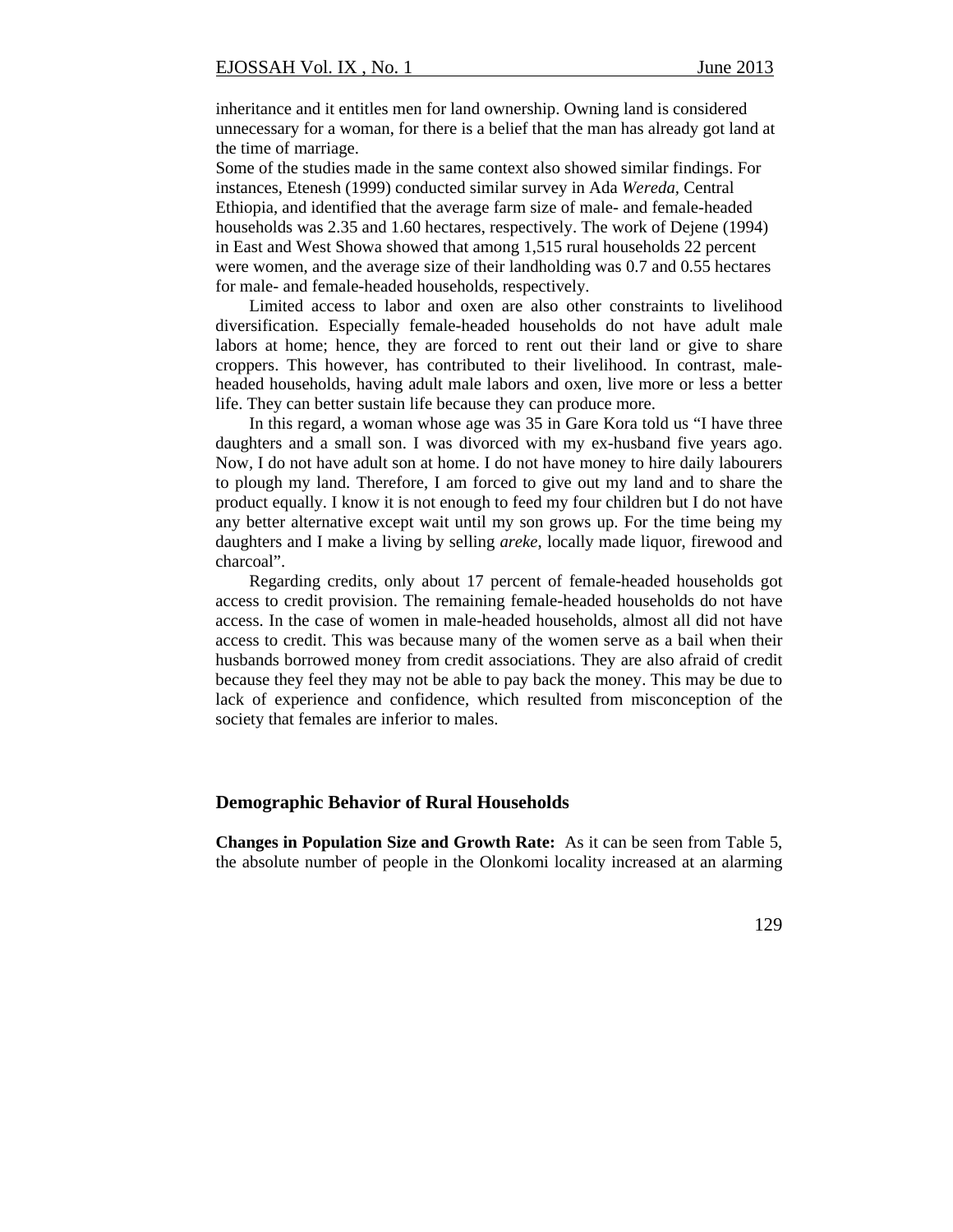inheritance and it entitles men for land ownership. Owning land is considered unnecessary for a woman, for there is a belief that the man has already got land at the time of marriage.

Some of the studies made in the same context also showed similar findings. For instances, Etenesh (1999) conducted similar survey in Ada *Wereda*, Central Ethiopia, and identified that the average farm size of male- and female-headed households was 2.35 and 1.60 hectares, respectively. The work of Dejene (1994) in East and West Showa showed that among 1,515 rural households 22 percent were women, and the average size of their landholding was 0.7 and 0.55 hectares for male- and female-headed households, respectively.

Limited access to labor and oxen are also other constraints to livelihood diversification. Especially female-headed households do not have adult male labors at home; hence, they are forced to rent out their land or give to share croppers. This however, has contributed to their livelihood. In contrast, male-headed households, having adult male labors and oxen, live more or less a better life. They can better sustain life because they can produce more.

In this regard, a woman whose age was 35 in Gare Kora told us "I have three daughters and a small son. I was divorced with my ex-husband five years ago. Now, I do not have adult son at home. I do not have money to hire daily labourers to plough my land. Therefore, I am forced to give out my land and to share the product equally. I know it is not enough to feed my four children but I do not have any better alternative except wait until my son grows up. For the time being my daughters and I make a living by selling *areke*, locally made liquor, firewood and charcoal".

Regarding credits, only about 17 percent of female-headed households got access to credit provision. The remaining female-headed households do not have access. In the case of women in male-headed households, almost all did not have access to credit. This was because many of the women serve as a bail when their husbands borrowed money from credit associations. They are also afraid of credit because they feel they may not be able to pay back the money. This may be due to lack of experience and confidence, which resulted from misconception of the society that females are inferior to males.

## Demographic Behavior of Rural Households

**Changes in Population Size and Growth Rate:** As it can be seen from Table 5, the absolute number of people in the Olonkomi locality increased at an alarming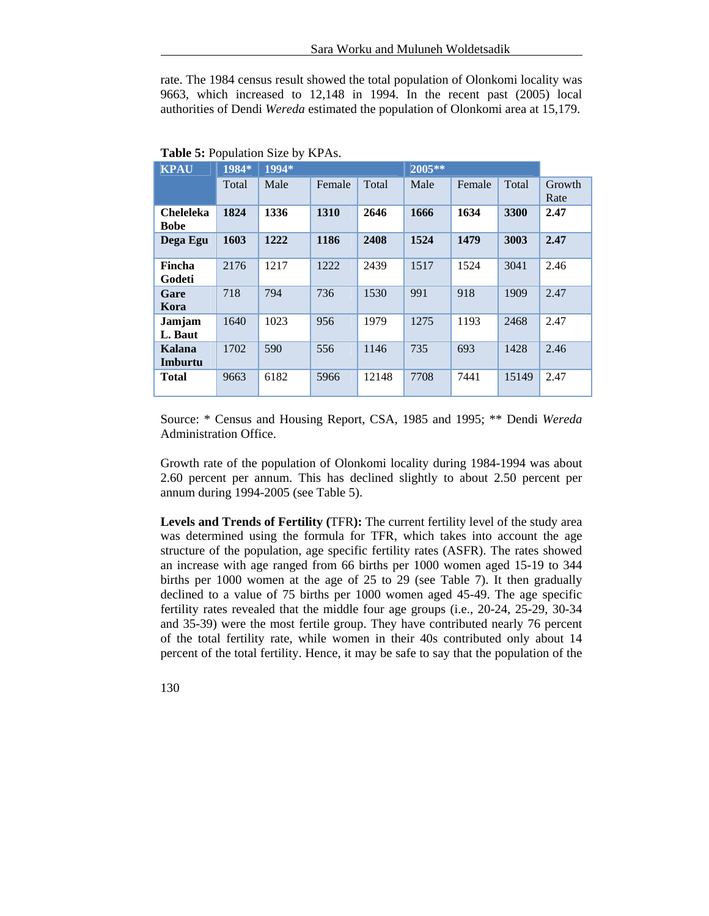rate. The 1984 census result showed the total population of Olonkomi locality was 9663, which increased to 12,148 in 1994. In the recent past (2005) local authorities of Dendi *Wereda* estimated the population of Olonkomi area at 15,179.

**Table 5:** Population Size by KPAs.

| KPAU | 1984* | 1994* | | | 2005** | | | |
|---|---|---|---|---|---|---|---|---|
| | Total | Male | Female | Total | Male | Female | Total | Growth Rate |
| **Cheleleka Bobe** | **1824** | **1336** | **1310** | **2646** | **1666** | **1634** | **3300** | **2.47** |
| **Dega Egu** | **1603** | **1222** | **1186** | **2408** | **1524** | **1479** | **3003** | **2.47** |
| **Fincha Godeti** | 2176 | 1217 | 1222 | 2439 | 1517 | 1524 | 3041 | 2.46 |
| **Gare Kora** | 718 | 794 | 736 | 1530 | 991 | 918 | 1909 | 2.47 |
| **Jamjam L. Baut** | 1640 | 1023 | 956 | 1979 | 1275 | 1193 | 2468 | 2.47 |
| **Kalana Imburtu** | 1702 | 590 | 556 | 1146 | 735 | 693 | 1428 | 2.46 |
| **Total** | 9663 | 6182 | 5966 | 12148 | 7708 | 7441 | 15149 | 2.47 |

Source: * Census and Housing Report, CSA, 1985 and 1995; ** Dendi *Wereda* Administration Office.

Growth rate of the population of Olonkomi locality during 1984-1994 was about 2.60 percent per annum. This has declined slightly to about 2.50 percent per annum during 1994-2005 (see Table 5).

**Levels and Trends of Fertility (**TFR**):** The current fertility level of the study area was determined using the formula for TFR, which takes into account the age structure of the population, age specific fertility rates (ASFR). The rates showed an increase with age ranged from 66 births per 1000 women aged 15-19 to 344 births per 1000 women at the age of 25 to 29 (see Table 7). It then gradually declined to a value of 75 births per 1000 women aged 45-49. The age specific fertility rates revealed that the middle four age groups (i.e., 20-24, 25-29, 30-34 and 35-39) were the most fertile group. They have contributed nearly 76 percent of the total fertility rate, while women in their 40s contributed only about 14 percent of the total fertility. Hence, it may be safe to say that the population of the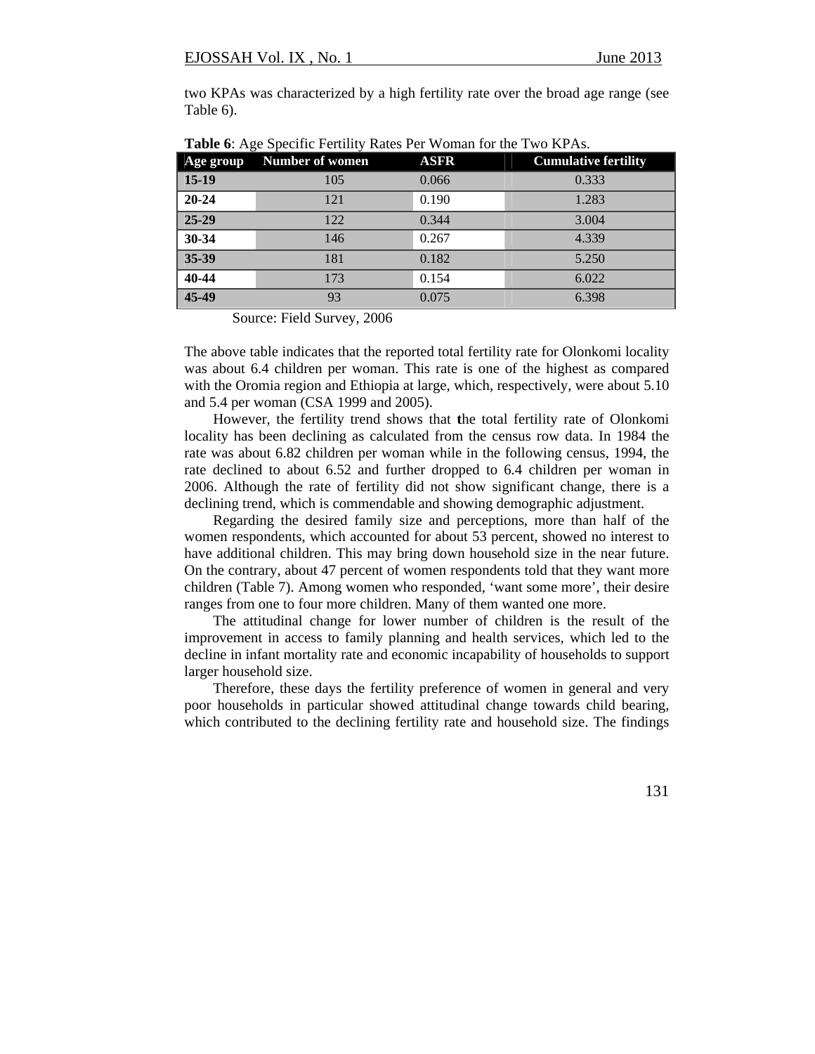two KPAs was characterized by a high fertility rate over the broad age range (see Table 6).

**Table 6**: Age Specific Fertility Rates Per Woman for the Two KPAs.

| Age group | Number of women | ASFR | Cumulative fertility |
|---|---|---|---|
| **15-19** | 105 | 0.066 | 0.333 |
| **20-24** | 121 | 0.190 | 1.283 |
| **25-29** | 122 | 0.344 | 3.004 |
| **30-34** | 146 | 0.267 | 4.339 |
| **35-39** | 181 | 0.182 | 5.250 |
| **40-44** | 173 | 0.154 | 6.022 |
| **45-49** | 93 | 0.075 | 6.398 |

Source: Field Survey, 2006

The above table indicates that the reported total fertility rate for Olonkomi locality was about 6.4 children per woman. This rate is one of the highest as compared with the Oromia region and Ethiopia at large, which, respectively, were about 5.10 and 5.4 per woman (CSA 1999 and 2005).

However, the fertility trend shows that **t**he total fertility rate of Olonkomi locality has been declining as calculated from the census row data. In 1984 the rate was about 6.82 children per woman while in the following census, 1994, the rate declined to about 6.52 and further dropped to 6.4 children per woman in 2006. Although the rate of fertility did not show significant change, there is a declining trend, which is commendable and showing demographic adjustment.

Regarding the desired family size and perceptions, more than half of the women respondents, which accounted for about 53 percent, showed no interest to have additional children. This may bring down household size in the near future. On the contrary, about 47 percent of women respondents told that they want more children (Table 7). Among women who responded, 'want some more', their desire ranges from one to four more children. Many of them wanted one more.

The attitudinal change for lower number of children is the result of the improvement in access to family planning and health services, which led to the decline in infant mortality rate and economic incapability of households to support larger household size.

Therefore, these days the fertility preference of women in general and very poor households in particular showed attitudinal change towards child bearing, which contributed to the declining fertility rate and household size. The findings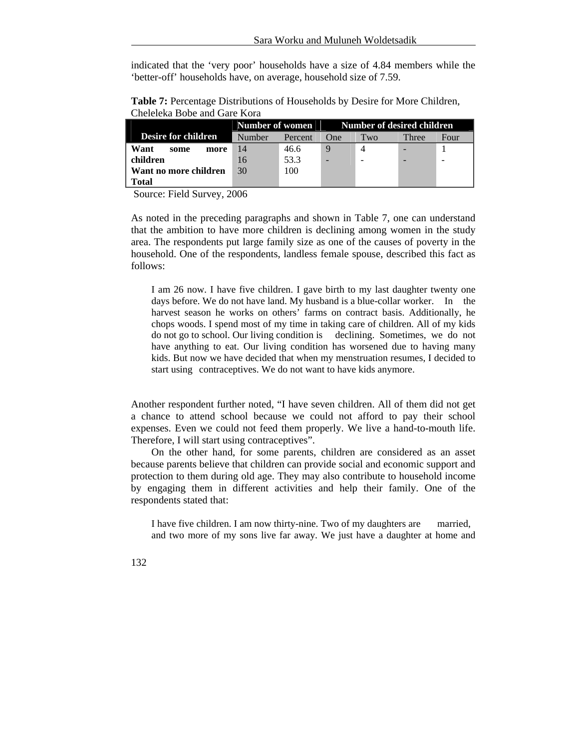indicated that the 'very poor' households have a size of 4.84 members while the 'better-off' households have, on average, household size of 7.59.

**Table 7:** Percentage Distributions of Households by Desire for More Children, Cheleleka Bobe and Gare Kora

| Desire for children | Number of women | | Number of desired children | | | |
|---|---|---|---|---|---|---|
| | Number | Percent | One | Two | Three | Four |
| **Want some more children** | 14 | 46.6 | 9 | 4 | - | 1 |
| **Want no more children** | 16 | 53.3 | - | - | - | - |
| **Total** | 30 | 100 | | | | |

Source: Field Survey, 2006

As noted in the preceding paragraphs and shown in Table 7, one can understand that the ambition to have more children is declining among women in the study area. The respondents put large family size as one of the causes of poverty in the household. One of the respondents, landless female spouse, described this fact as follows:

> I am 26 now. I have five children. I gave birth to my last daughter twenty one days before. We do not have land. My husband is a blue-collar worker. In the harvest season he works on others' farms on contract basis. Additionally, he chops woods. I spend most of my time in taking care of children. All of my kids do not go to school. Our living condition is declining. Sometimes, we do not have anything to eat. Our living condition has worsened due to having many kids. But now we have decided that when my menstruation resumes, I decided to start using contraceptives. We do not want to have kids anymore.

Another respondent further noted, "I have seven children. All of them did not get a chance to attend school because we could not afford to pay their school expenses. Even we could not feed them properly. We live a hand-to-mouth life. Therefore, I will start using contraceptives".

On the other hand, for some parents, children are considered as an asset because parents believe that children can provide social and economic support and protection to them during old age. They may also contribute to household income by engaging them in different activities and help their family. One of the respondents stated that:

> I have five children. I am now thirty-nine. Two of my daughters are married, and two more of my sons live far away. We just have a daughter at home and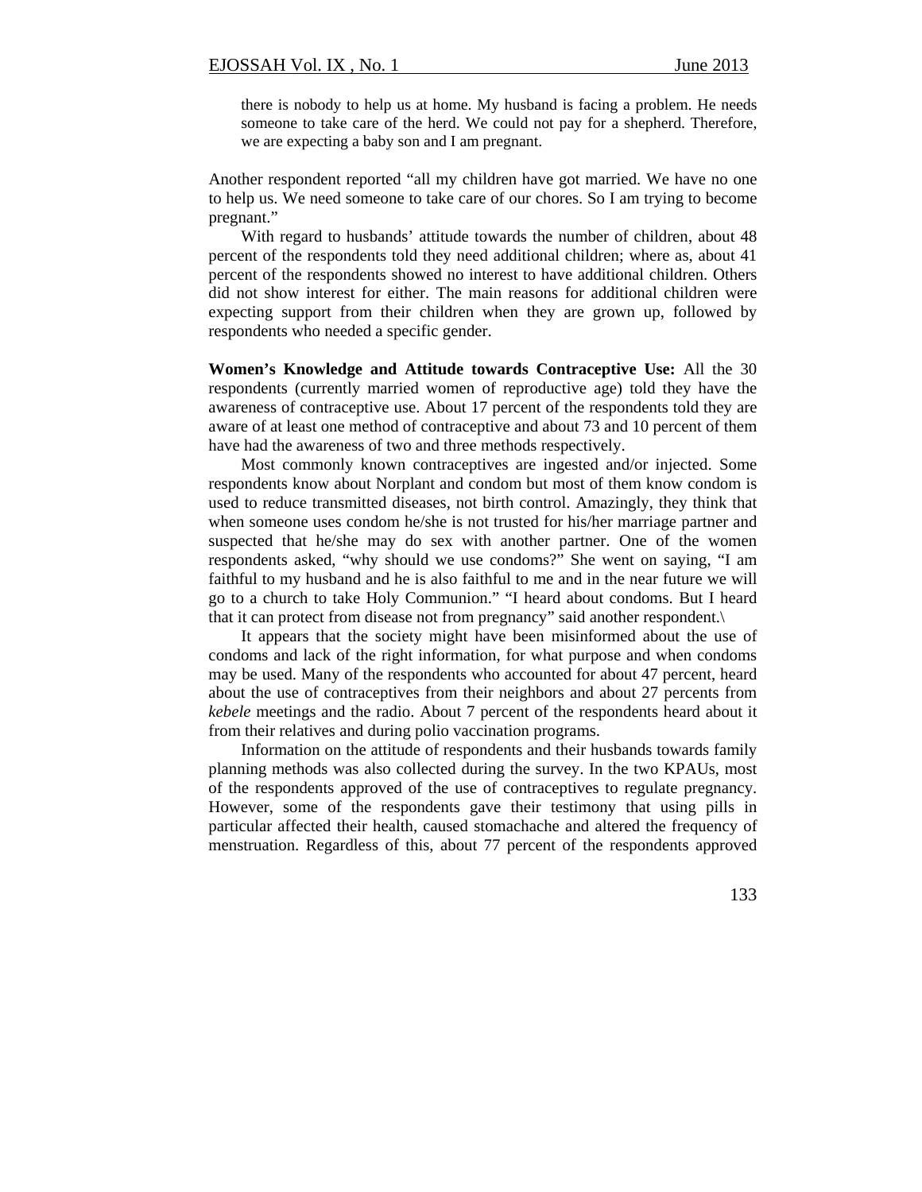> there is nobody to help us at home. My husband is facing a problem. He needs someone to take care of the herd. We could not pay for a shepherd. Therefore, we are expecting a baby son and I am pregnant.

Another respondent reported "all my children have got married. We have no one to help us. We need someone to take care of our chores. So I am trying to become pregnant."

With regard to husbands' attitude towards the number of children, about 48 percent of the respondents told they need additional children; where as, about 41 percent of the respondents showed no interest to have additional children. Others did not show interest for either. The main reasons for additional children were expecting support from their children when they are grown up, followed by respondents who needed a specific gender.

**Women's Knowledge and Attitude towards Contraceptive Use:** All the 30 respondents (currently married women of reproductive age) told they have the awareness of contraceptive use. About 17 percent of the respondents told they are aware of at least one method of contraceptive and about 73 and 10 percent of them have had the awareness of two and three methods respectively.

Most commonly known contraceptives are ingested and/or injected. Some respondents know about Norplant and condom but most of them know condom is used to reduce transmitted diseases, not birth control. Amazingly, they think that when someone uses condom he/she is not trusted for his/her marriage partner and suspected that he/she may do sex with another partner. One of the women respondents asked, "why should we use condoms?" She went on saying, "I am faithful to my husband and he is also faithful to me and in the near future we will go to a church to take Holy Communion." "I heard about condoms. But I heard that it can protect from disease not from pregnancy" said another respondent.\

It appears that the society might have been misinformed about the use of condoms and lack of the right information, for what purpose and when condoms may be used. Many of the respondents who accounted for about 47 percent, heard about the use of contraceptives from their neighbors and about 27 percents from *kebele* meetings and the radio. About 7 percent of the respondents heard about it from their relatives and during polio vaccination programs.

Information on the attitude of respondents and their husbands towards family planning methods was also collected during the survey. In the two KPAUs, most of the respondents approved of the use of contraceptives to regulate pregnancy. However, some of the respondents gave their testimony that using pills in particular affected their health, caused stomachache and altered the frequency of menstruation. Regardless of this, about 77 percent of the respondents approved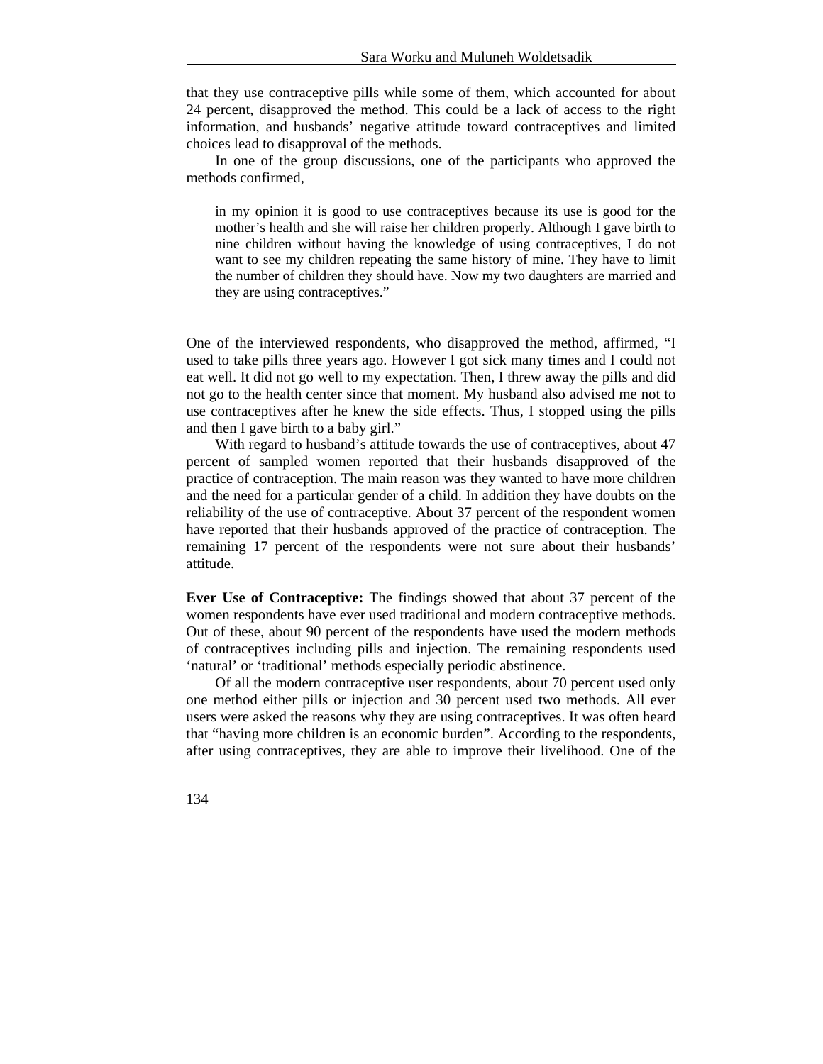that they use contraceptive pills while some of them, which accounted for about 24 percent, disapproved the method. This could be a lack of access to the right information, and husbands' negative attitude toward contraceptives and limited choices lead to disapproval of the methods.

In one of the group discussions, one of the participants who approved the methods confirmed,

> in my opinion it is good to use contraceptives because its use is good for the mother's health and she will raise her children properly. Although I gave birth to nine children without having the knowledge of using contraceptives, I do not want to see my children repeating the same history of mine. They have to limit the number of children they should have. Now my two daughters are married and they are using contraceptives."

One of the interviewed respondents, who disapproved the method, affirmed, "I used to take pills three years ago. However I got sick many times and I could not eat well. It did not go well to my expectation. Then, I threw away the pills and did not go to the health center since that moment. My husband also advised me not to use contraceptives after he knew the side effects. Thus, I stopped using the pills and then I gave birth to a baby girl."

With regard to husband's attitude towards the use of contraceptives, about 47 percent of sampled women reported that their husbands disapproved of the practice of contraception. The main reason was they wanted to have more children and the need for a particular gender of a child. In addition they have doubts on the reliability of the use of contraceptive. About 37 percent of the respondent women have reported that their husbands approved of the practice of contraception. The remaining 17 percent of the respondents were not sure about their husbands' attitude.

**Ever Use of Contraceptive:** The findings showed that about 37 percent of the women respondents have ever used traditional and modern contraceptive methods. Out of these, about 90 percent of the respondents have used the modern methods of contraceptives including pills and injection. The remaining respondents used 'natural' or 'traditional' methods especially periodic abstinence.

Of all the modern contraceptive user respondents, about 70 percent used only one method either pills or injection and 30 percent used two methods. All ever users were asked the reasons why they are using contraceptives. It was often heard that "having more children is an economic burden". According to the respondents, after using contraceptives, they are able to improve their livelihood. One of the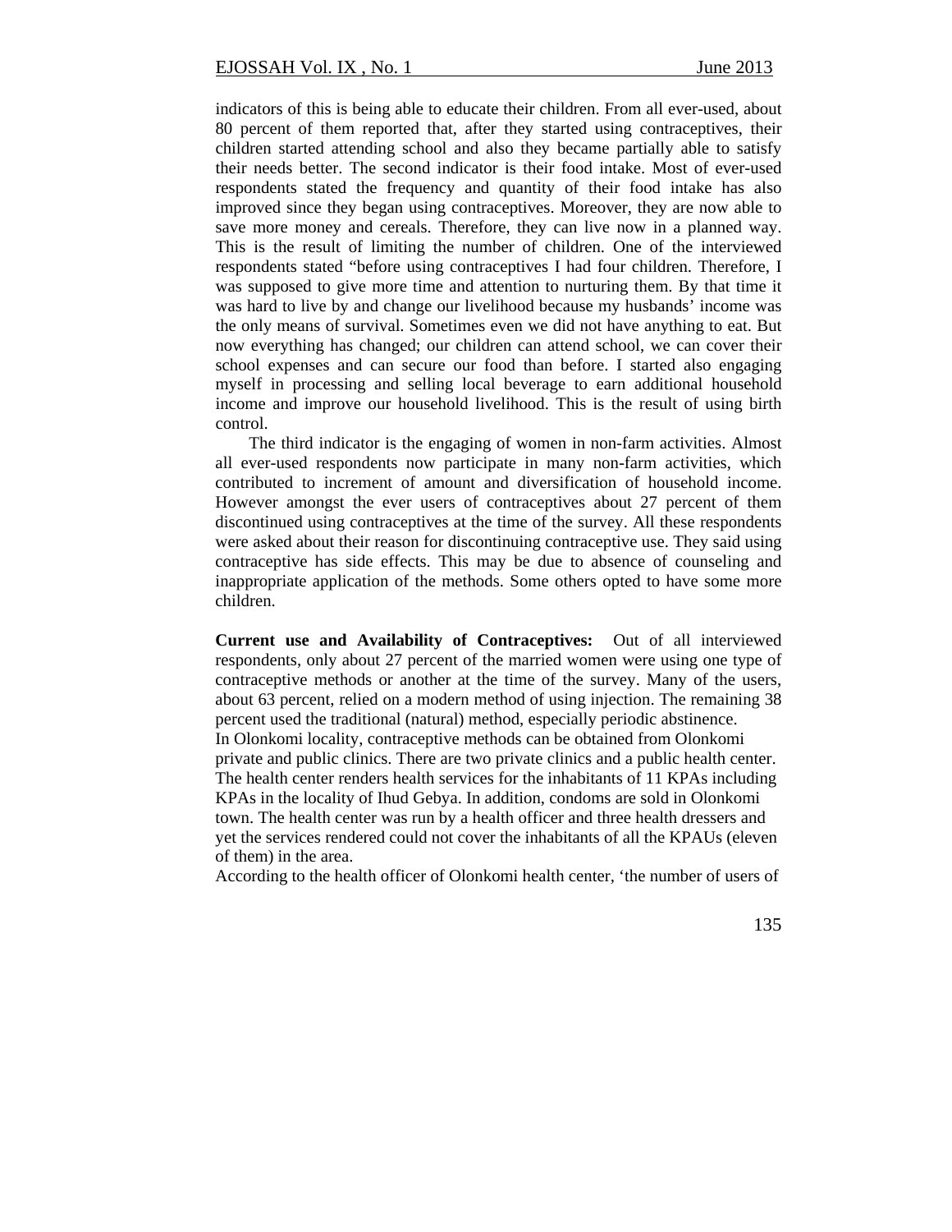indicators of this is being able to educate their children. From all ever-used, about 80 percent of them reported that, after they started using contraceptives, their children started attending school and also they became partially able to satisfy their needs better. The second indicator is their food intake. Most of ever-used respondents stated the frequency and quantity of their food intake has also improved since they began using contraceptives. Moreover, they are now able to save more money and cereals. Therefore, they can live now in a planned way. This is the result of limiting the number of children. One of the interviewed respondents stated "before using contraceptives I had four children. Therefore, I was supposed to give more time and attention to nurturing them. By that time it was hard to live by and change our livelihood because my husbands' income was the only means of survival. Sometimes even we did not have anything to eat. But now everything has changed; our children can attend school, we can cover their school expenses and can secure our food than before. I started also engaging myself in processing and selling local beverage to earn additional household income and improve our household livelihood. This is the result of using birth control.

The third indicator is the engaging of women in non-farm activities. Almost all ever-used respondents now participate in many non-farm activities, which contributed to increment of amount and diversification of household income. However amongst the ever users of contraceptives about 27 percent of them discontinued using contraceptives at the time of the survey. All these respondents were asked about their reason for discontinuing contraceptive use. They said using contraceptive has side effects. This may be due to absence of counseling and inappropriate application of the methods. Some others opted to have some more children.

**Current use and Availability of Contraceptives:** Out of all interviewed respondents, only about 27 percent of the married women were using one type of contraceptive methods or another at the time of the survey. Many of the users, about 63 percent, relied on a modern method of using injection. The remaining 38 percent used the traditional (natural) method, especially periodic abstinence.
In Olonkomi locality, contraceptive methods can be obtained from Olonkomi private and public clinics. There are two private clinics and a public health center. The health center renders health services for the inhabitants of 11 KPAs including KPAs in the locality of Ihud Gebya. In addition, condoms are sold in Olonkomi town. The health center was run by a health officer and three health dressers and yet the services rendered could not cover the inhabitants of all the KPAUs (eleven of them) in the area.
According to the health officer of Olonkomi health center, 'the number of users of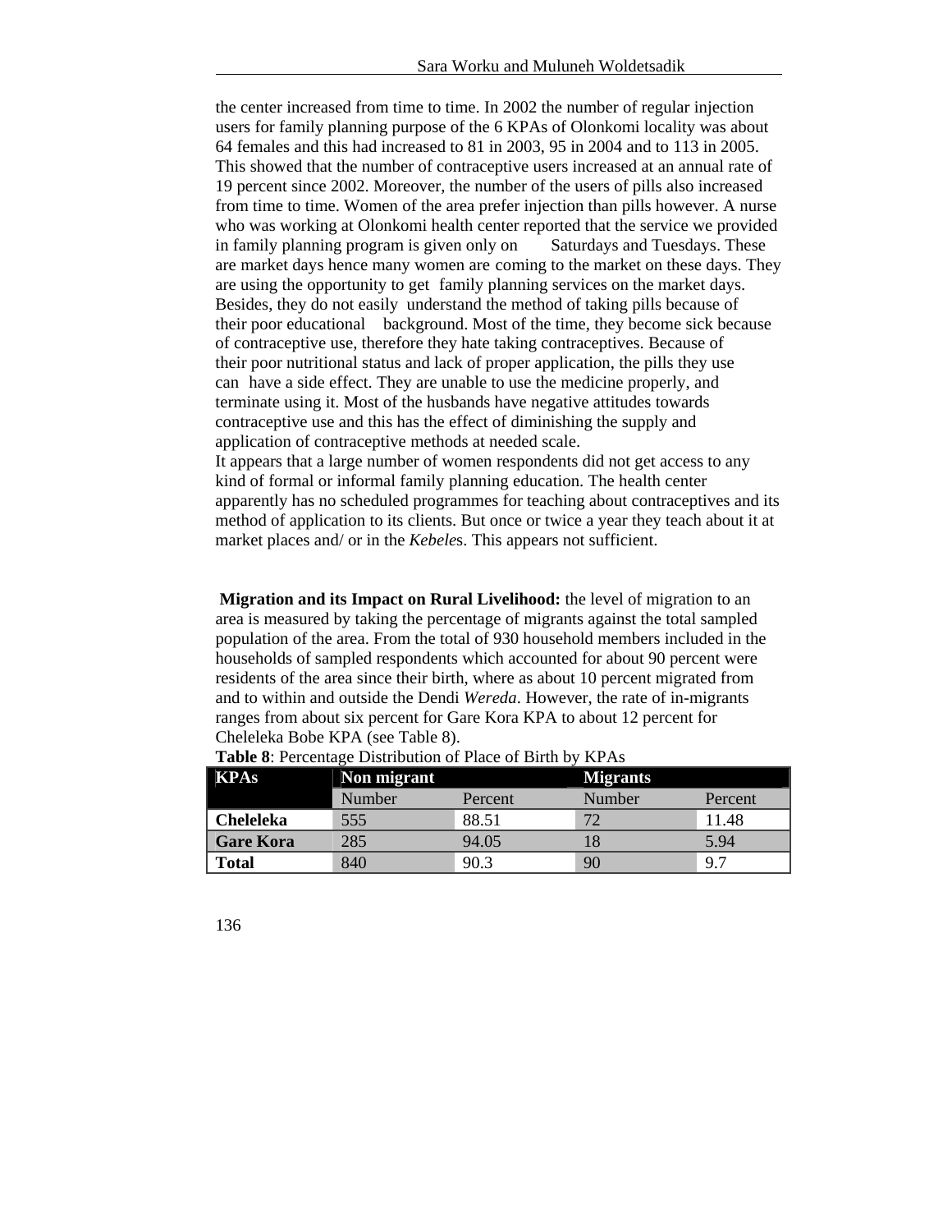the center increased from time to time. In 2002 the number of regular injection users for family planning purpose of the 6 KPAs of Olonkomi locality was about 64 females and this had increased to 81 in 2003, 95 in 2004 and to 113 in 2005. This showed that the number of contraceptive users increased at an annual rate of 19 percent since 2002. Moreover, the number of the users of pills also increased from time to time. Women of the area prefer injection than pills however. A nurse who was working at Olonkomi health center reported that the service we provided in family planning program is given only on Saturdays and Tuesdays. These are market days hence many women are coming to the market on these days. They are using the opportunity to get family planning services on the market days. Besides, they do not easily understand the method of taking pills because of their poor educational background. Most of the time, they become sick because of contraceptive use, therefore they hate taking contraceptives. Because of their poor nutritional status and lack of proper application, the pills they use can have a side effect. They are unable to use the medicine properly, and terminate using it. Most of the husbands have negative attitudes towards contraceptive use and this has the effect of diminishing the supply and application of contraceptive methods at needed scale.

It appears that a large number of women respondents did not get access to any kind of formal or informal family planning education. The health center apparently has no scheduled programmes for teaching about contraceptives and its method of application to its clients. But once or twice a year they teach about it at market places and/ or in the *Kebele*s. This appears not sufficient.

**Migration and its Impact on Rural Livelihood:** the level of migration to an area is measured by taking the percentage of migrants against the total sampled population of the area. From the total of 930 household members included in the households of sampled respondents which accounted for about 90 percent were residents of the area since their birth, where as about 10 percent migrated from and to within and outside the Dendi *Wereda*. However, the rate of in-migrants ranges from about six percent for Gare Kora KPA to about 12 percent for Cheleleka Bobe KPA (see Table 8).

**Table 8**: Percentage Distribution of Place of Birth by KPAs

| KPAs | Non migrant | | Migrants | |
|---|---|---|---|---|
| | Number | Percent | Number | Percent |
| **Cheleleka** | 555 | 88.51 | 72 | 11.48 |
| **Gare Kora** | 285 | 94.05 | 18 | 5.94 |
| **Total** | 840 | 90.3 | 90 | 9.7 |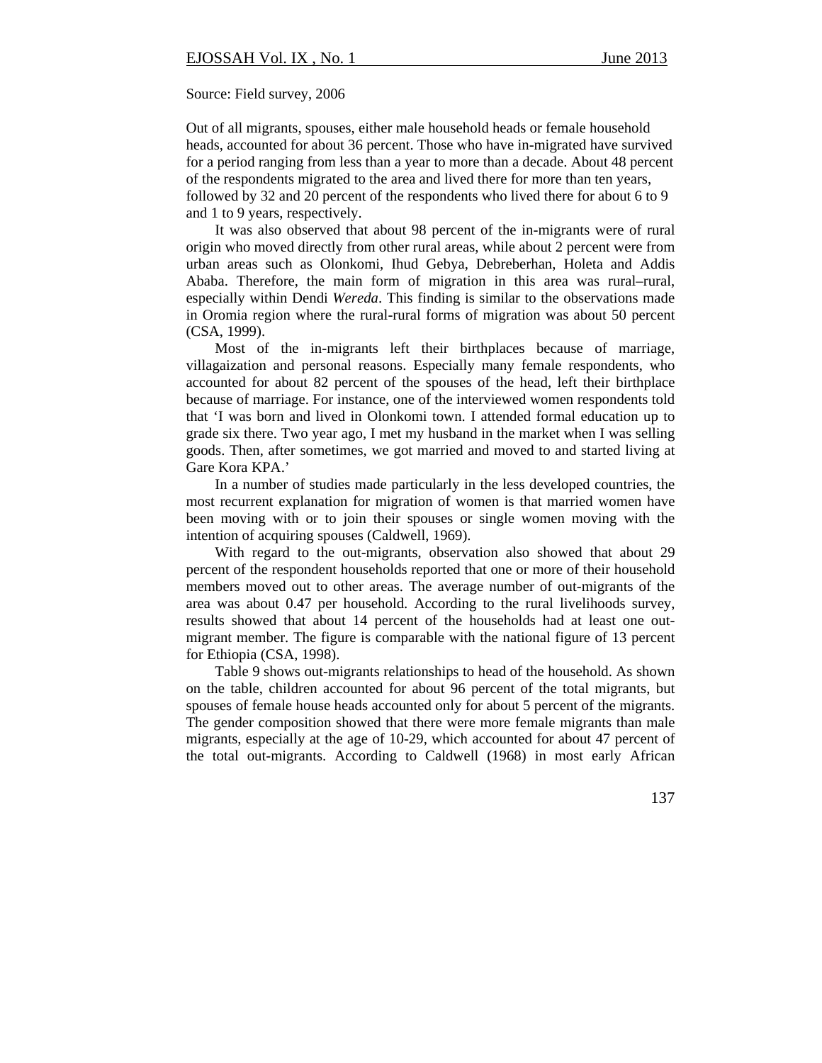Source: Field survey, 2006

Out of all migrants, spouses, either male household heads or female household heads, accounted for about 36 percent. Those who have in-migrated have survived for a period ranging from less than a year to more than a decade. About 48 percent of the respondents migrated to the area and lived there for more than ten years, followed by 32 and 20 percent of the respondents who lived there for about 6 to 9 and 1 to 9 years, respectively.

It was also observed that about 98 percent of the in-migrants were of rural origin who moved directly from other rural areas, while about 2 percent were from urban areas such as Olonkomi, Ihud Gebya, Debreberhan, Holeta and Addis Ababa. Therefore, the main form of migration in this area was rural–rural, especially within Dendi *Wereda*. This finding is similar to the observations made in Oromia region where the rural-rural forms of migration was about 50 percent (CSA, 1999).

Most of the in-migrants left their birthplaces because of marriage, villagaization and personal reasons. Especially many female respondents, who accounted for about 82 percent of the spouses of the head, left their birthplace because of marriage. For instance, one of the interviewed women respondents told that 'I was born and lived in Olonkomi town. I attended formal education up to grade six there. Two year ago, I met my husband in the market when I was selling goods. Then, after sometimes, we got married and moved to and started living at Gare Kora KPA.'

In a number of studies made particularly in the less developed countries, the most recurrent explanation for migration of women is that married women have been moving with or to join their spouses or single women moving with the intention of acquiring spouses (Caldwell, 1969).

With regard to the out-migrants, observation also showed that about 29 percent of the respondent households reported that one or more of their household members moved out to other areas. The average number of out-migrants of the area was about 0.47 per household. According to the rural livelihoods survey, results showed that about 14 percent of the households had at least one out-migrant member. The figure is comparable with the national figure of 13 percent for Ethiopia (CSA, 1998).

Table 9 shows out-migrants relationships to head of the household. As shown on the table, children accounted for about 96 percent of the total migrants, but spouses of female house heads accounted only for about 5 percent of the migrants. The gender composition showed that there were more female migrants than male migrants, especially at the age of 10-29, which accounted for about 47 percent of the total out-migrants. According to Caldwell (1968) in most early African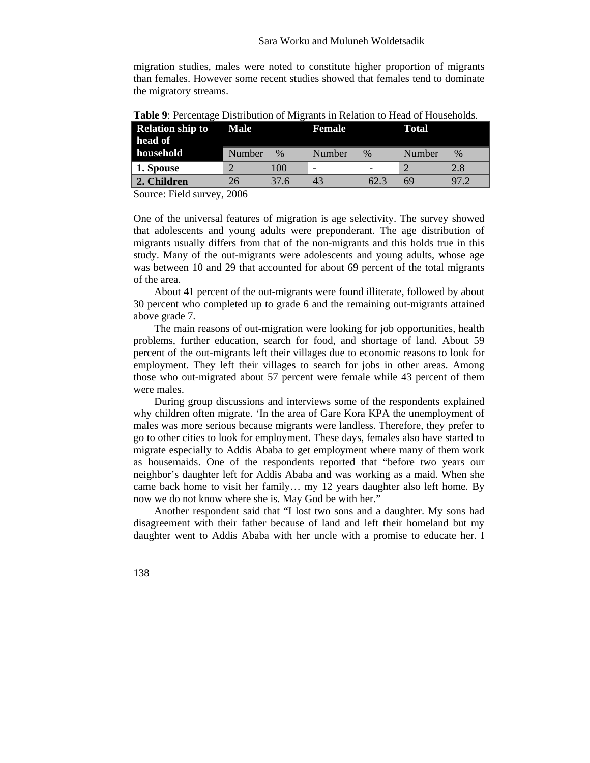migration studies, males were noted to constitute higher proportion of migrants than females. However some recent studies showed that females tend to dominate the migratory streams.

**Table 9**: Percentage Distribution of Migrants in Relation to Head of Households.

| Relation ship to head of household | Male | | Female | | Total | |
|---|---|---|---|---|---|---|
| | Number | % | Number | % | Number | % |
| **1. Spouse** | 2 | 100 | - | - | 2 | 2.8 |
| **2. Children** | 26 | 37.6 | 43 | 62.3 | 69 | 97.2 |

Source: Field survey, 2006

One of the universal features of migration is age selectivity. The survey showed that adolescents and young adults were preponderant. The age distribution of migrants usually differs from that of the non-migrants and this holds true in this study. Many of the out-migrants were adolescents and young adults, whose age was between 10 and 29 that accounted for about 69 percent of the total migrants of the area.

About 41 percent of the out-migrants were found illiterate, followed by about 30 percent who completed up to grade 6 and the remaining out-migrants attained above grade 7.

The main reasons of out-migration were looking for job opportunities, health problems, further education, search for food, and shortage of land. About 59 percent of the out-migrants left their villages due to economic reasons to look for employment. They left their villages to search for jobs in other areas. Among those who out-migrated about 57 percent were female while 43 percent of them were males.

During group discussions and interviews some of the respondents explained why children often migrate. 'In the area of Gare Kora KPA the unemployment of males was more serious because migrants were landless. Therefore, they prefer to go to other cities to look for employment. These days, females also have started to migrate especially to Addis Ababa to get employment where many of them work as housemaids. One of the respondents reported that "before two years our neighbor's daughter left for Addis Ababa and was working as a maid. When she came back home to visit her family… my 12 years daughter also left home. By now we do not know where she is. May God be with her."

Another respondent said that "I lost two sons and a daughter. My sons had disagreement with their father because of land and left their homeland but my daughter went to Addis Ababa with her uncle with a promise to educate her. I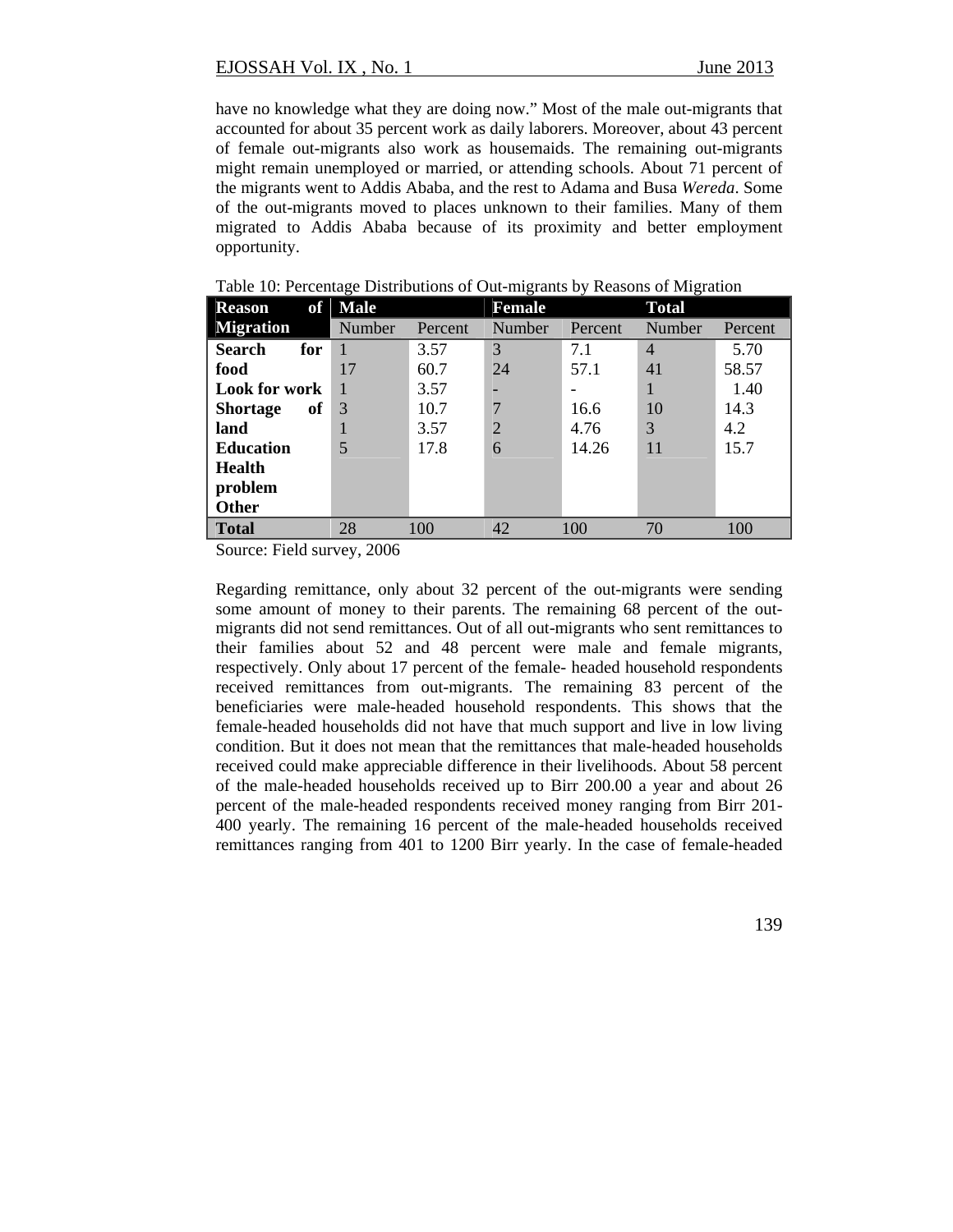have no knowledge what they are doing now." Most of the male out-migrants that accounted for about 35 percent work as daily laborers. Moreover, about 43 percent of female out-migrants also work as housemaids. The remaining out-migrants might remain unemployed or married, or attending schools. About 71 percent of the migrants went to Addis Ababa, and the rest to Adama and Busa *Wereda*. Some of the out-migrants moved to places unknown to their families. Many of them migrated to Addis Ababa because of its proximity and better employment opportunity.

Table 10: Percentage Distributions of Out-migrants by Reasons of Migration

| Reason of Migration | Male | | Female | | Total | |
|---|---|---|---|---|---|---|
| | Number | Percent | Number | Percent | Number | Percent |
| **Search for food** | 1 | 3.57 | 3 | 7.1 | 4 | 5.70 |
| **Look for work** | 17 | 60.7 | 24 | 57.1 | 41 | 58.57 |
| **Shortage of land** | 1 | 3.57 | - | - | 1 | 1.40 |
| **Education** | 3 | 10.7 | 7 | 16.6 | 10 | 14.3 |
| **Health problem** | 1 | 3.57 | 2 | 4.76 | 3 | 4.2 |
| **Other** | 5 | 17.8 | 6 | 14.26 | 11 | 15.7 |
| **Total** | 28 | 100 | 42 | 100 | 70 | 100 |

Source: Field survey, 2006

Regarding remittance, only about 32 percent of the out-migrants were sending some amount of money to their parents. The remaining 68 percent of the out-migrants did not send remittances. Out of all out-migrants who sent remittances to their families about 52 and 48 percent were male and female migrants, respectively. Only about 17 percent of the female- headed household respondents received remittances from out-migrants. The remaining 83 percent of the beneficiaries were male-headed household respondents. This shows that the female-headed households did not have that much support and live in low living condition. But it does not mean that the remittances that male-headed households received could make appreciable difference in their livelihoods. About 58 percent of the male-headed households received up to Birr 200.00 a year and about 26 percent of the male-headed respondents received money ranging from Birr 201-400 yearly. The remaining 16 percent of the male-headed households received remittances ranging from 401 to 1200 Birr yearly. In the case of female-headed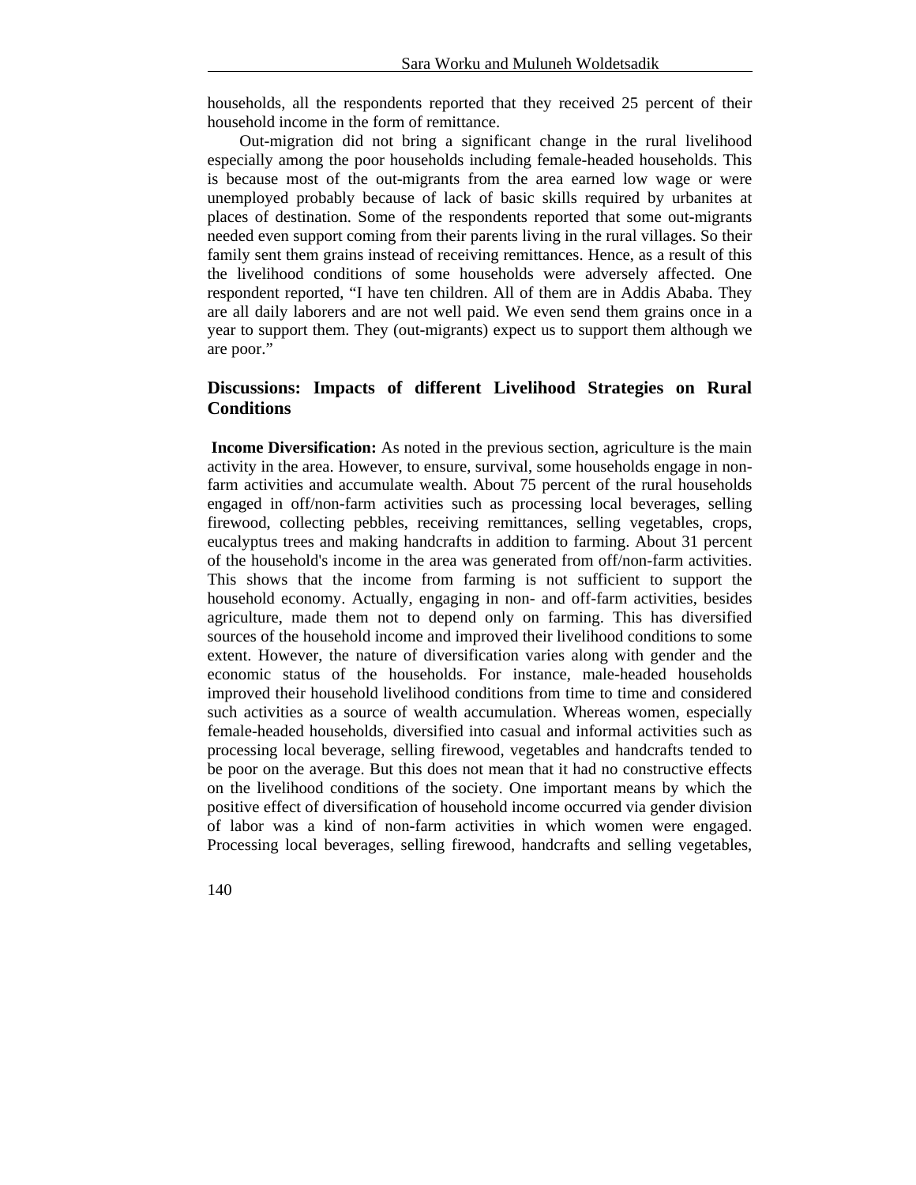households, all the respondents reported that they received 25 percent of their household income in the form of remittance.

Out-migration did not bring a significant change in the rural livelihood especially among the poor households including female-headed households. This is because most of the out-migrants from the area earned low wage or were unemployed probably because of lack of basic skills required by urbanites at places of destination. Some of the respondents reported that some out-migrants needed even support coming from their parents living in the rural villages. So their family sent them grains instead of receiving remittances. Hence, as a result of this the livelihood conditions of some households were adversely affected. One respondent reported, "I have ten children. All of them are in Addis Ababa. They are all daily laborers and are not well paid. We even send them grains once in a year to support them. They (out-migrants) expect us to support them although we are poor."

## Discussions: Impacts of different Livelihood Strategies on Rural Conditions

**Income Diversification:** As noted in the previous section, agriculture is the main activity in the area. However, to ensure, survival, some households engage in non-farm activities and accumulate wealth. About 75 percent of the rural households engaged in off/non-farm activities such as processing local beverages, selling firewood, collecting pebbles, receiving remittances, selling vegetables, crops, eucalyptus trees and making handcrafts in addition to farming. About 31 percent of the household's income in the area was generated from off/non-farm activities. This shows that the income from farming is not sufficient to support the household economy. Actually, engaging in non- and off-farm activities, besides agriculture, made them not to depend only on farming. This has diversified sources of the household income and improved their livelihood conditions to some extent. However, the nature of diversification varies along with gender and the economic status of the households. For instance, male-headed households improved their household livelihood conditions from time to time and considered such activities as a source of wealth accumulation. Whereas women, especially female-headed households, diversified into casual and informal activities such as processing local beverage, selling firewood, vegetables and handcrafts tended to be poor on the average. But this does not mean that it had no constructive effects on the livelihood conditions of the society. One important means by which the positive effect of diversification of household income occurred via gender division of labor was a kind of non-farm activities in which women were engaged. Processing local beverages, selling firewood, handcrafts and selling vegetables,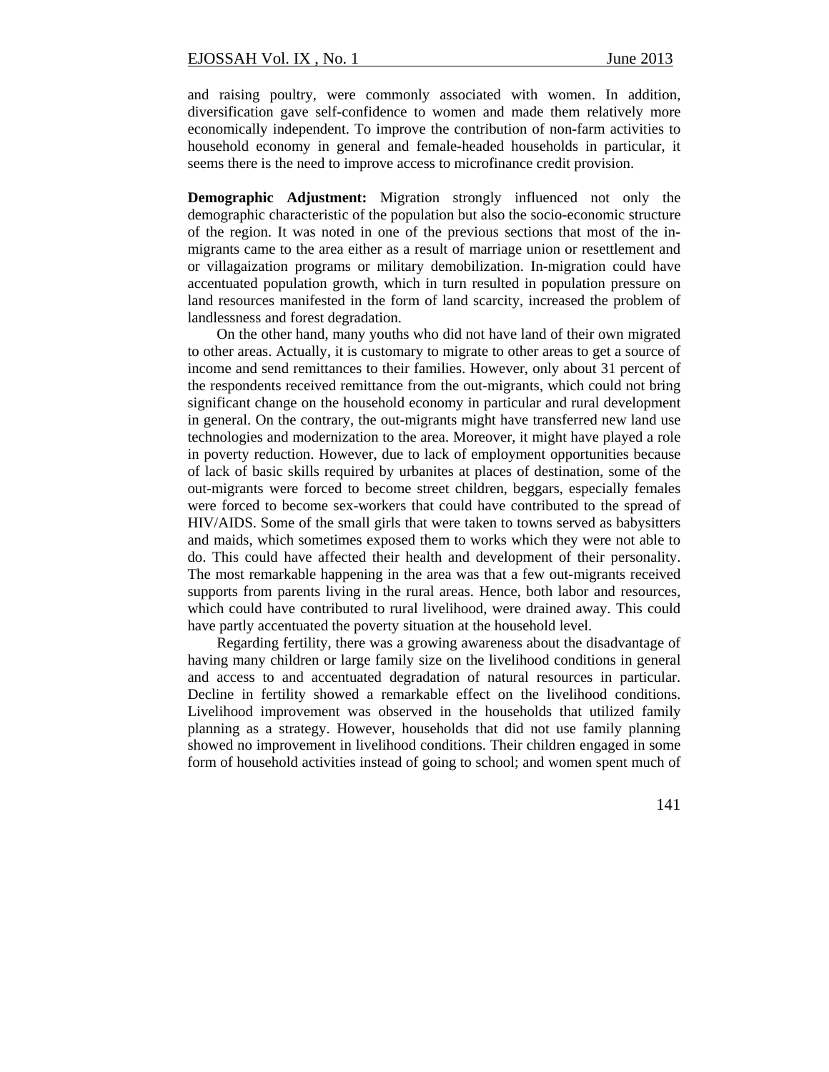and raising poultry, were commonly associated with women. In addition, diversification gave self-confidence to women and made them relatively more economically independent. To improve the contribution of non-farm activities to household economy in general and female-headed households in particular, it seems there is the need to improve access to microfinance credit provision.

**Demographic Adjustment:** Migration strongly influenced not only the demographic characteristic of the population but also the socio-economic structure of the region. It was noted in one of the previous sections that most of the in-migrants came to the area either as a result of marriage union or resettlement and or villagaization programs or military demobilization. In-migration could have accentuated population growth, which in turn resulted in population pressure on land resources manifested in the form of land scarcity, increased the problem of landlessness and forest degradation.

On the other hand, many youths who did not have land of their own migrated to other areas. Actually, it is customary to migrate to other areas to get a source of income and send remittances to their families. However, only about 31 percent of the respondents received remittance from the out-migrants, which could not bring significant change on the household economy in particular and rural development in general. On the contrary, the out-migrants might have transferred new land use technologies and modernization to the area. Moreover, it might have played a role in poverty reduction. However, due to lack of employment opportunities because of lack of basic skills required by urbanites at places of destination, some of the out-migrants were forced to become street children, beggars, especially females were forced to become sex-workers that could have contributed to the spread of HIV/AIDS. Some of the small girls that were taken to towns served as babysitters and maids, which sometimes exposed them to works which they were not able to do. This could have affected their health and development of their personality. The most remarkable happening in the area was that a few out-migrants received supports from parents living in the rural areas. Hence, both labor and resources, which could have contributed to rural livelihood, were drained away. This could have partly accentuated the poverty situation at the household level.

Regarding fertility, there was a growing awareness about the disadvantage of having many children or large family size on the livelihood conditions in general and access to and accentuated degradation of natural resources in particular. Decline in fertility showed a remarkable effect on the livelihood conditions. Livelihood improvement was observed in the households that utilized family planning as a strategy. However, households that did not use family planning showed no improvement in livelihood conditions. Their children engaged in some form of household activities instead of going to school; and women spent much of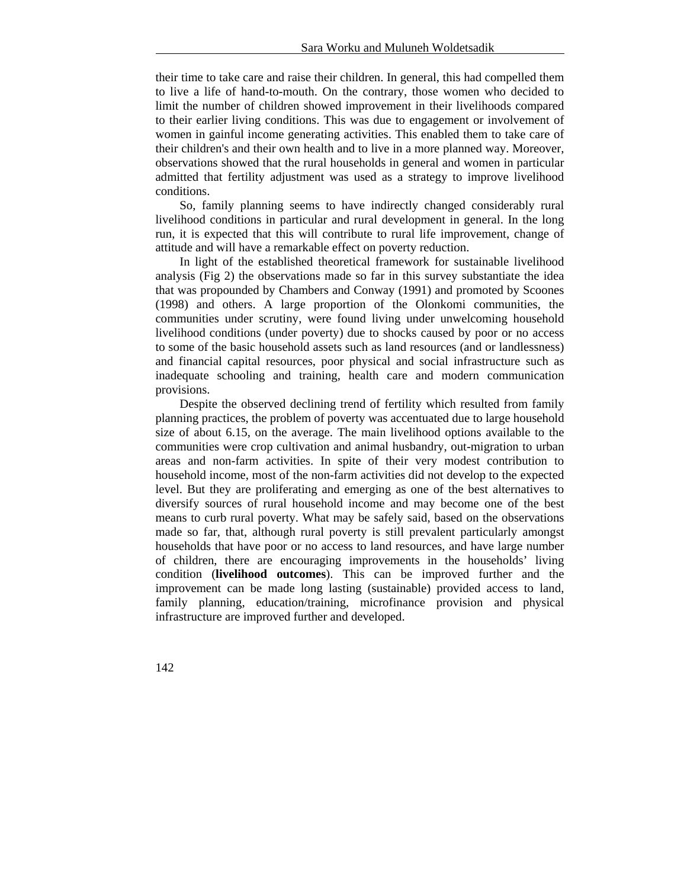their time to take care and raise their children. In general, this had compelled them to live a life of hand-to-mouth. On the contrary, those women who decided to limit the number of children showed improvement in their livelihoods compared to their earlier living conditions. This was due to engagement or involvement of women in gainful income generating activities. This enabled them to take care of their children's and their own health and to live in a more planned way. Moreover, observations showed that the rural households in general and women in particular admitted that fertility adjustment was used as a strategy to improve livelihood conditions.

So, family planning seems to have indirectly changed considerably rural livelihood conditions in particular and rural development in general. In the long run, it is expected that this will contribute to rural life improvement, change of attitude and will have a remarkable effect on poverty reduction.

In light of the established theoretical framework for sustainable livelihood analysis (Fig 2) the observations made so far in this survey substantiate the idea that was propounded by Chambers and Conway (1991) and promoted by Scoones (1998) and others. A large proportion of the Olonkomi communities, the communities under scrutiny, were found living under unwelcoming household livelihood conditions (under poverty) due to shocks caused by poor or no access to some of the basic household assets such as land resources (and or landlessness) and financial capital resources, poor physical and social infrastructure such as inadequate schooling and training, health care and modern communication provisions.

Despite the observed declining trend of fertility which resulted from family planning practices, the problem of poverty was accentuated due to large household size of about 6.15, on the average. The main livelihood options available to the communities were crop cultivation and animal husbandry, out-migration to urban areas and non-farm activities. In spite of their very modest contribution to household income, most of the non-farm activities did not develop to the expected level. But they are proliferating and emerging as one of the best alternatives to diversify sources of rural household income and may become one of the best means to curb rural poverty. What may be safely said, based on the observations made so far, that, although rural poverty is still prevalent particularly amongst households that have poor or no access to land resources, and have large number of children, there are encouraging improvements in the households' living condition (**livelihood outcomes**). This can be improved further and the improvement can be made long lasting (sustainable) provided access to land, family planning, education/training, microfinance provision and physical infrastructure are improved further and developed.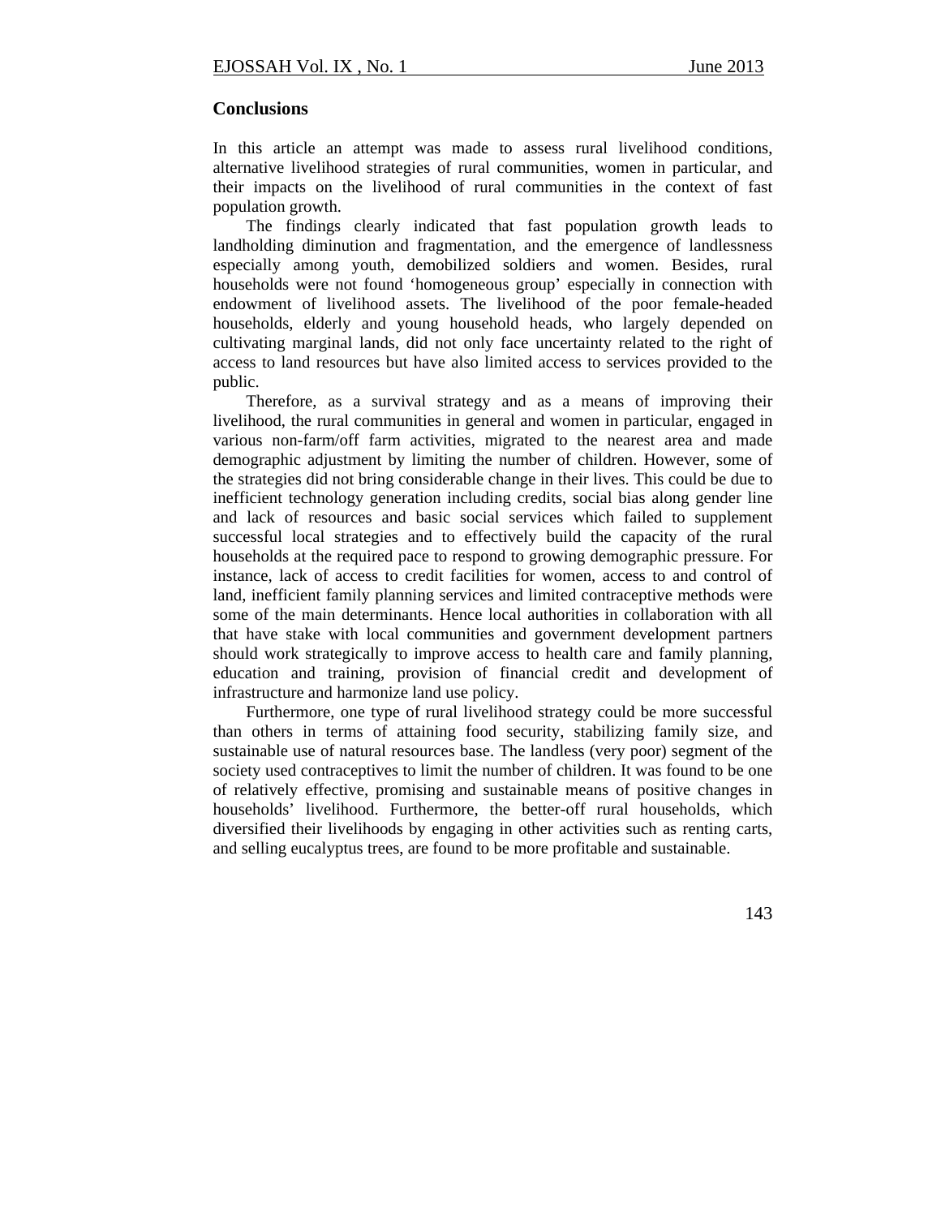## Conclusions

In this article an attempt was made to assess rural livelihood conditions, alternative livelihood strategies of rural communities, women in particular, and their impacts on the livelihood of rural communities in the context of fast population growth.

The findings clearly indicated that fast population growth leads to landholding diminution and fragmentation, and the emergence of landlessness especially among youth, demobilized soldiers and women. Besides, rural households were not found 'homogeneous group' especially in connection with endowment of livelihood assets. The livelihood of the poor female-headed households, elderly and young household heads, who largely depended on cultivating marginal lands, did not only face uncertainty related to the right of access to land resources but have also limited access to services provided to the public.

Therefore, as a survival strategy and as a means of improving their livelihood, the rural communities in general and women in particular, engaged in various non-farm/off farm activities, migrated to the nearest area and made demographic adjustment by limiting the number of children. However, some of the strategies did not bring considerable change in their lives. This could be due to inefficient technology generation including credits, social bias along gender line and lack of resources and basic social services which failed to supplement successful local strategies and to effectively build the capacity of the rural households at the required pace to respond to growing demographic pressure. For instance, lack of access to credit facilities for women, access to and control of land, inefficient family planning services and limited contraceptive methods were some of the main determinants. Hence local authorities in collaboration with all that have stake with local communities and government development partners should work strategically to improve access to health care and family planning, education and training, provision of financial credit and development of infrastructure and harmonize land use policy.

Furthermore, one type of rural livelihood strategy could be more successful than others in terms of attaining food security, stabilizing family size, and sustainable use of natural resources base. The landless (very poor) segment of the society used contraceptives to limit the number of children. It was found to be one of relatively effective, promising and sustainable means of positive changes in households' livelihood. Furthermore, the better-off rural households, which diversified their livelihoods by engaging in other activities such as renting carts, and selling eucalyptus trees, are found to be more profitable and sustainable.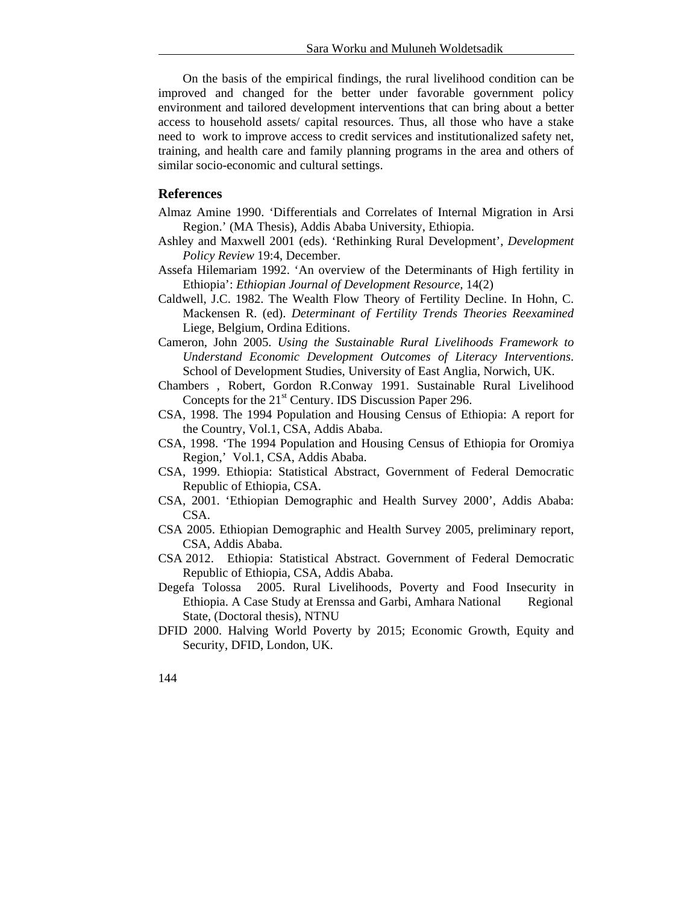On the basis of the empirical findings, the rural livelihood condition can be improved and changed for the better under favorable government policy environment and tailored development interventions that can bring about a better access to household assets/ capital resources. Thus, all those who have a stake need to work to improve access to credit services and institutionalized safety net, training, and health care and family planning programs in the area and others of similar socio-economic and cultural settings.

## References

Almaz Amine 1990. 'Differentials and Correlates of Internal Migration in Arsi Region.' (MA Thesis), Addis Ababa University, Ethiopia.

Ashley and Maxwell 2001 (eds). 'Rethinking Rural Development', *Development Policy Review* 19:4, December.

Assefa Hilemariam 1992. 'An overview of the Determinants of High fertility in Ethiopia': *Ethiopian Journal of Development Resource,* 14(2)

Caldwell, J.C. 1982. The Wealth Flow Theory of Fertility Decline. In Hohn, C. Mackensen R. (ed). *Determinant of Fertility Trends Theories Reexamined* Liege, Belgium, Ordina Editions.

Cameron, John 2005. *Using the Sustainable Rural Livelihoods Framework to Understand Economic Development Outcomes of Literacy Interventions*. School of Development Studies, University of East Anglia, Norwich, UK.

Chambers , Robert, Gordon R.Conway 1991. Sustainable Rural Livelihood Concepts for the 21st Century. IDS Discussion Paper 296.

CSA, 1998. The 1994 Population and Housing Census of Ethiopia: A report for the Country, Vol.1, CSA, Addis Ababa.

CSA, 1998. 'The 1994 Population and Housing Census of Ethiopia for Oromiya Region,' Vol.1, CSA, Addis Ababa.

CSA, 1999. Ethiopia: Statistical Abstract, Government of Federal Democratic Republic of Ethiopia, CSA.

CSA, 2001. 'Ethiopian Demographic and Health Survey 2000', Addis Ababa: CSA.

CSA 2005. Ethiopian Demographic and Health Survey 2005, preliminary report, CSA, Addis Ababa.

CSA 2012. Ethiopia: Statistical Abstract. Government of Federal Democratic Republic of Ethiopia, CSA, Addis Ababa.

Degefa Tolossa 2005. Rural Livelihoods, Poverty and Food Insecurity in Ethiopia. A Case Study at Erenssa and Garbi, Amhara National Regional State, (Doctoral thesis), NTNU

DFID 2000. Halving World Poverty by 2015; Economic Growth, Equity and Security, DFID, London, UK.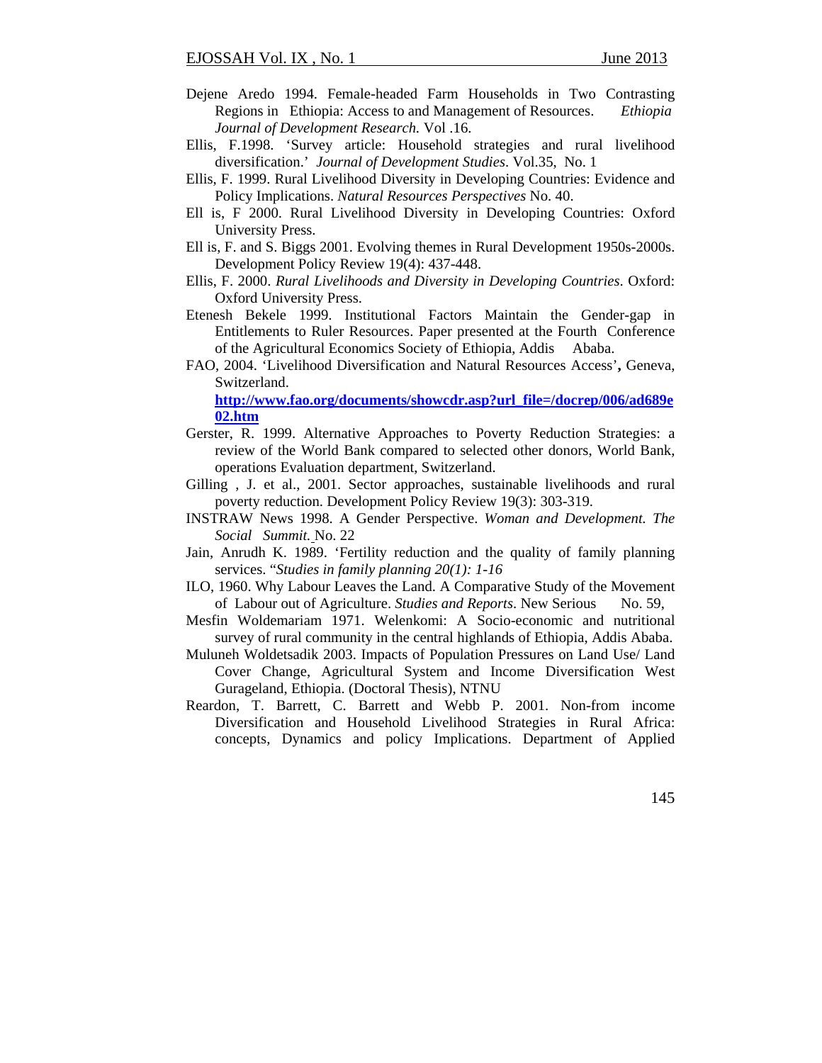Dejene Aredo 1994. Female-headed Farm Households in Two Contrasting Regions in Ethiopia: Access to and Management of Resources. *Ethiopia Journal of Development Research.* Vol .16.

Ellis, F.1998. 'Survey article: Household strategies and rural livelihood diversification.' *Journal of Development Studies*. Vol.35, No. 1

Ellis, F. 1999. Rural Livelihood Diversity in Developing Countries: Evidence and Policy Implications. *Natural Resources Perspectives* No. 40.

Ell is, F 2000. Rural Livelihood Diversity in Developing Countries: Oxford University Press.

Ell is, F. and S. Biggs 2001. Evolving themes in Rural Development 1950s-2000s. Development Policy Review 19(4): 437-448.

Ellis, F. 2000. *Rural Livelihoods and Diversity in Developing Countries*. Oxford: Oxford University Press.

Etenesh Bekele 1999. Institutional Factors Maintain the Gender-gap in Entitlements to Ruler Resources. Paper presented at the Fourth Conference of the Agricultural Economics Society of Ethiopia, Addis Ababa.

FAO, 2004. 'Livelihood Diversification and Natural Resources Access'**,** Geneva, Switzerland. **http://www.fao.org/documents/showcdr.asp?url_file=/docrep/006/ad689e02.htm**

Gerster, R. 1999. Alternative Approaches to Poverty Reduction Strategies: a review of the World Bank compared to selected other donors, World Bank, operations Evaluation department, Switzerland.

Gilling , J. et al., 2001. Sector approaches, sustainable livelihoods and rural poverty reduction. Development Policy Review 19(3): 303-319.

INSTRAW News 1998. A Gender Perspective. *Woman and Development. The Social Summit.* No. 22

Jain, Anrudh K. 1989. 'Fertility reduction and the quality of family planning services. "*Studies in family planning 20(1): 1-16*

ILO, 1960. Why Labour Leaves the Land. A Comparative Study of the Movement of Labour out of Agriculture. *Studies and Reports*. New Serious No. 59,

Mesfin Woldemariam 1971. Welenkomi: A Socio-economic and nutritional survey of rural community in the central highlands of Ethiopia, Addis Ababa.

Muluneh Woldetsadik 2003. Impacts of Population Pressures on Land Use/ Land Cover Change, Agricultural System and Income Diversification West Gurageland, Ethiopia. (Doctoral Thesis), NTNU

Reardon, T. Barrett, C. Barrett and Webb P. 2001. Non-from income Diversification and Household Livelihood Strategies in Rural Africa: concepts, Dynamics and policy Implications. Department of Applied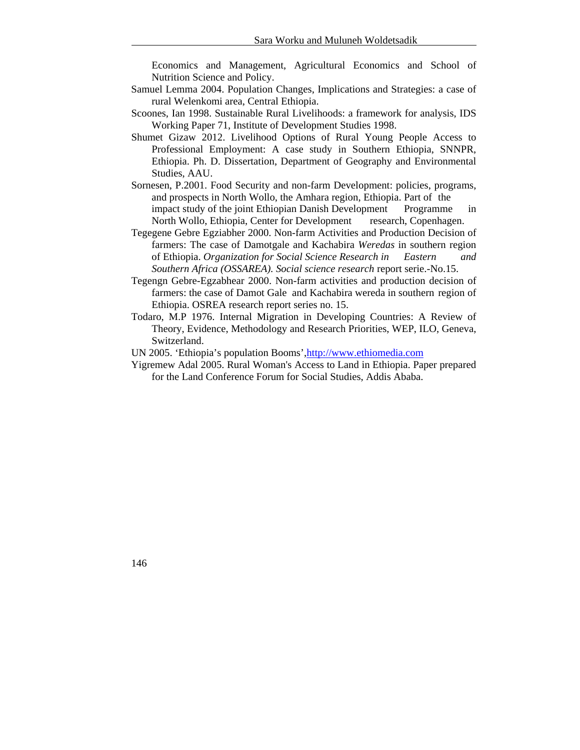Economics and Management, Agricultural Economics and School of Nutrition Science and Policy.

Samuel Lemma 2004. Population Changes, Implications and Strategies: a case of rural Welenkomi area, Central Ethiopia.

Scoones, Ian 1998. Sustainable Rural Livelihoods: a framework for analysis, IDS Working Paper 71, Institute of Development Studies 1998.

Shumet Gizaw 2012. Livelihood Options of Rural Young People Access to Professional Employment: A case study in Southern Ethiopia, SNNPR, Ethiopia. Ph. D. Dissertation, Department of Geography and Environmental Studies, AAU.

Sornesen, P.2001. Food Security and non-farm Development: policies, programs, and prospects in North Wollo, the Amhara region, Ethiopia. Part of the impact study of the joint Ethiopian Danish Development Programme in North Wollo, Ethiopia, Center for Development research, Copenhagen.

Tegegene Gebre Egziabher 2000. Non-farm Activities and Production Decision of farmers: The case of Damotgale and Kachabira *Weredas* in southern region of Ethiopia. *Organization for Social Science Research in Eastern and Southern Africa (OSSAREA). Social science research* report serie.-No.15.

Tegengn Gebre-Egzabhear 2000. Non-farm activities and production decision of farmers: the case of Damot Gale and Kachabira wereda in southern region of Ethiopia. OSREA research report series no. 15.

Todaro, M.P 1976. Internal Migration in Developing Countries: A Review of Theory, Evidence, Methodology and Research Priorities, WEP, ILO, Geneva, Switzerland.

UN 2005. 'Ethiopia's population Booms',http://www.ethiomedia.com

Yigremew Adal 2005. Rural Woman's Access to Land in Ethiopia. Paper prepared for the Land Conference Forum for Social Studies, Addis Ababa.